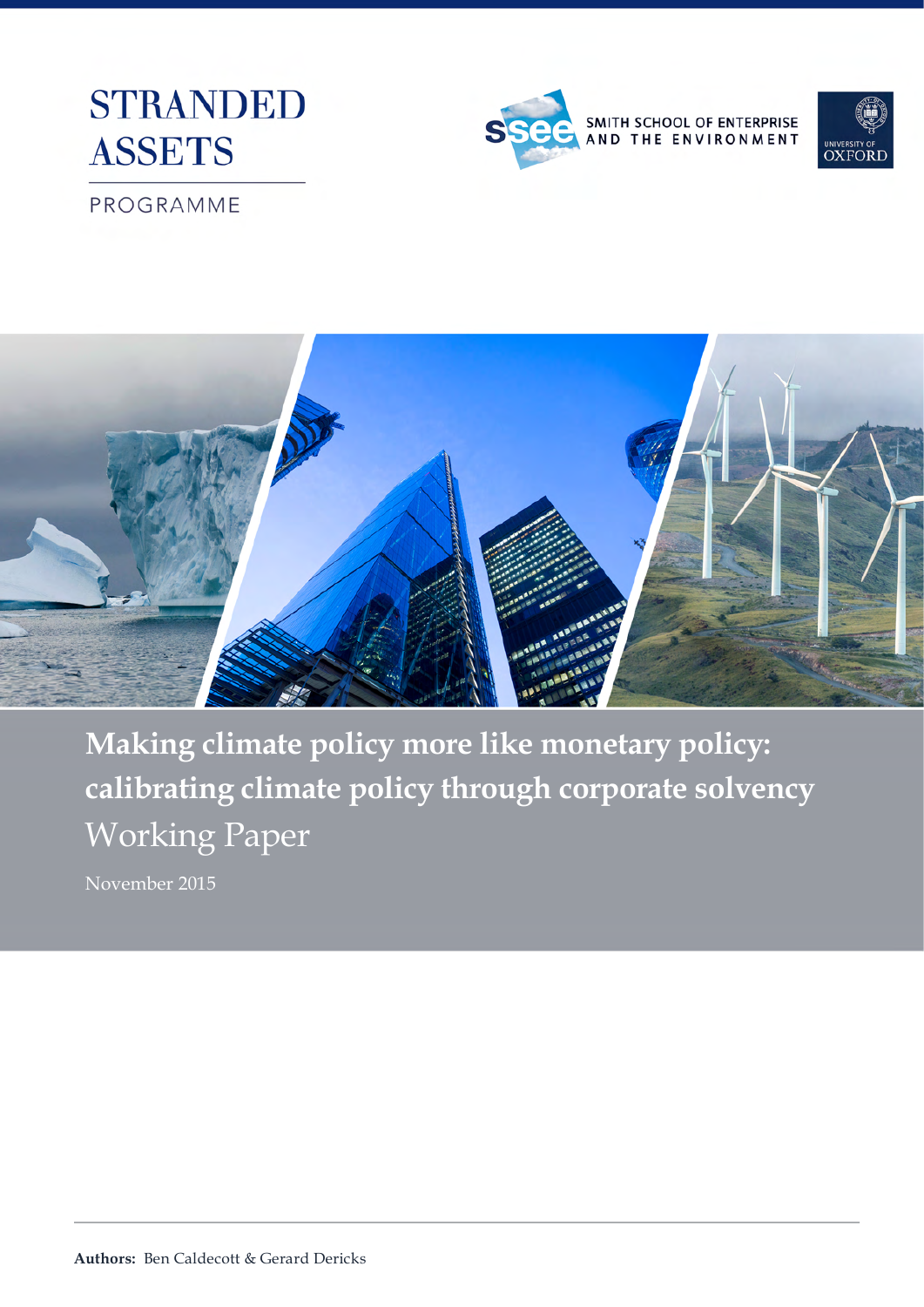# STRANDED ASSETS

PROGRAMME

SMITH SCHOOL OF ENTERPRISE AND THE ENVIRONMENT

UNIVERSITY OF OXFORD

## Making climate policy more like monetary policy: calibrating climate policy through corporate solvency

Working Paper

November 2015

**Authors:** Ben Caldecott & Gerard Dericks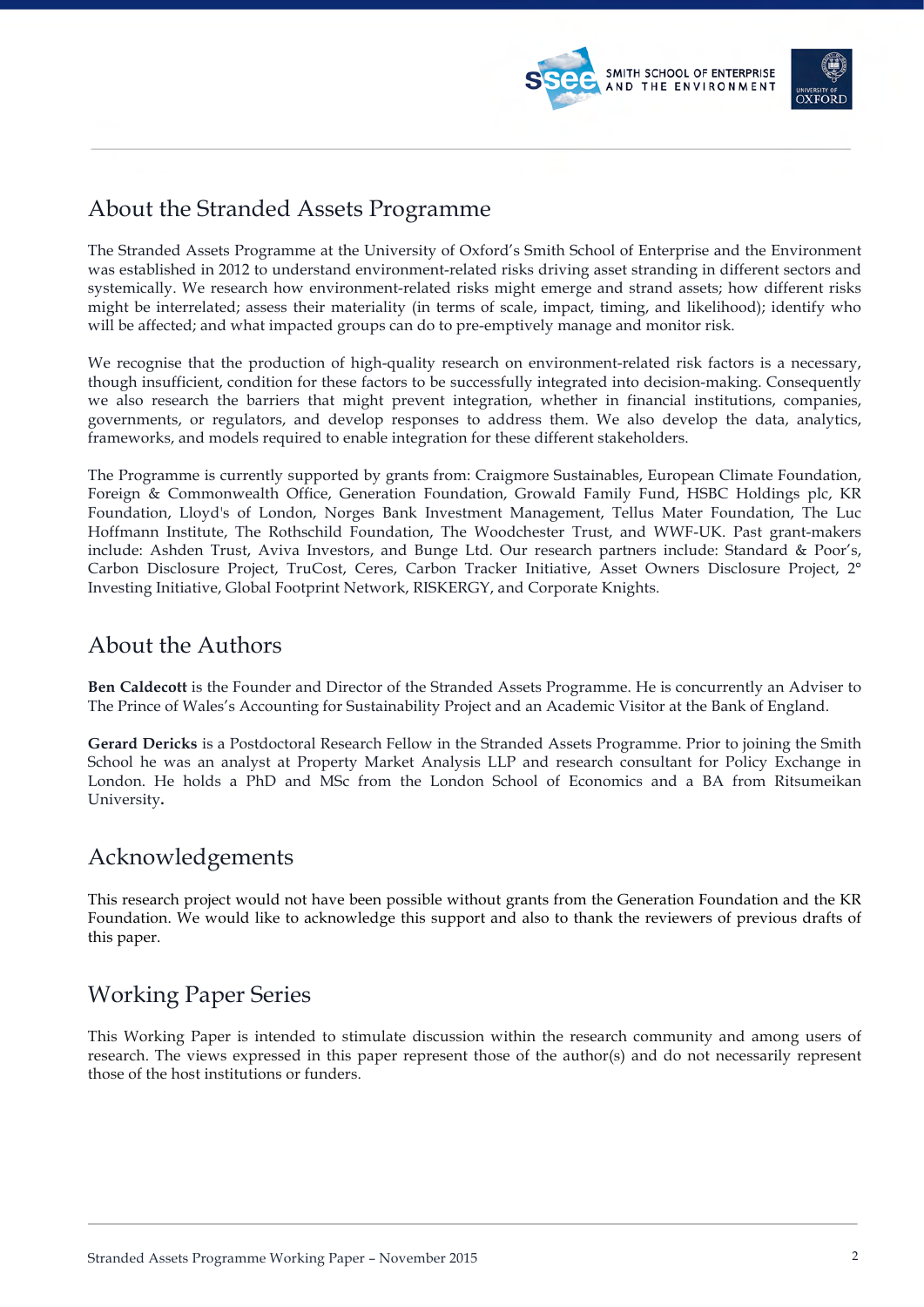## About the Stranded Assets Programme

The Stranded Assets Programme at the University of Oxford's Smith School of Enterprise and the Environment was established in 2012 to understand environment-related risks driving asset stranding in different sectors and systemically. We research how environment-related risks might emerge and strand assets; how different risks might be interrelated; assess their materiality (in terms of scale, impact, timing, and likelihood); identify who will be affected; and what impacted groups can do to pre-emptively manage and monitor risk.

We recognise that the production of high-quality research on environment-related risk factors is a necessary, though insufficient, condition for these factors to be successfully integrated into decision-making. Consequently we also research the barriers that might prevent integration, whether in financial institutions, companies, governments, or regulators, and develop responses to address them. We also develop the data, analytics, frameworks, and models required to enable integration for these different stakeholders.

The Programme is currently supported by grants from: Craigmore Sustainables, European Climate Foundation, Foreign & Commonwealth Office, Generation Foundation, Growald Family Fund, HSBC Holdings plc, KR Foundation, Lloyd's of London, Norges Bank Investment Management, Tellus Mater Foundation, The Luc Hoffmann Institute, The Rothschild Foundation, The Woodchester Trust, and WWF-UK. Past grant-makers include: Ashden Trust, Aviva Investors, and Bunge Ltd. Our research partners include: Standard & Poor's, Carbon Disclosure Project, TruCost, Ceres, Carbon Tracker Initiative, Asset Owners Disclosure Project, 2° Investing Initiative, Global Footprint Network, RISKERGY, and Corporate Knights.

## About the Authors

**Ben Caldecott** is the Founder and Director of the Stranded Assets Programme. He is concurrently an Adviser to The Prince of Wales's Accounting for Sustainability Project and an Academic Visitor at the Bank of England.

**Gerard Dericks** is a Postdoctoral Research Fellow in the Stranded Assets Programme. Prior to joining the Smith School he was an analyst at Property Market Analysis LLP and research consultant for Policy Exchange in London. He holds a PhD and MSc from the London School of Economics and a BA from Ritsumeikan University.

## Acknowledgements

This research project would not have been possible without grants from the Generation Foundation and the KR Foundation. We would like to acknowledge this support and also to thank the reviewers of previous drafts of this paper.

## Working Paper Series

This Working Paper is intended to stimulate discussion within the research community and among users of research. The views expressed in this paper represent those of the author(s) and do not necessarily represent those of the host institutions or funders.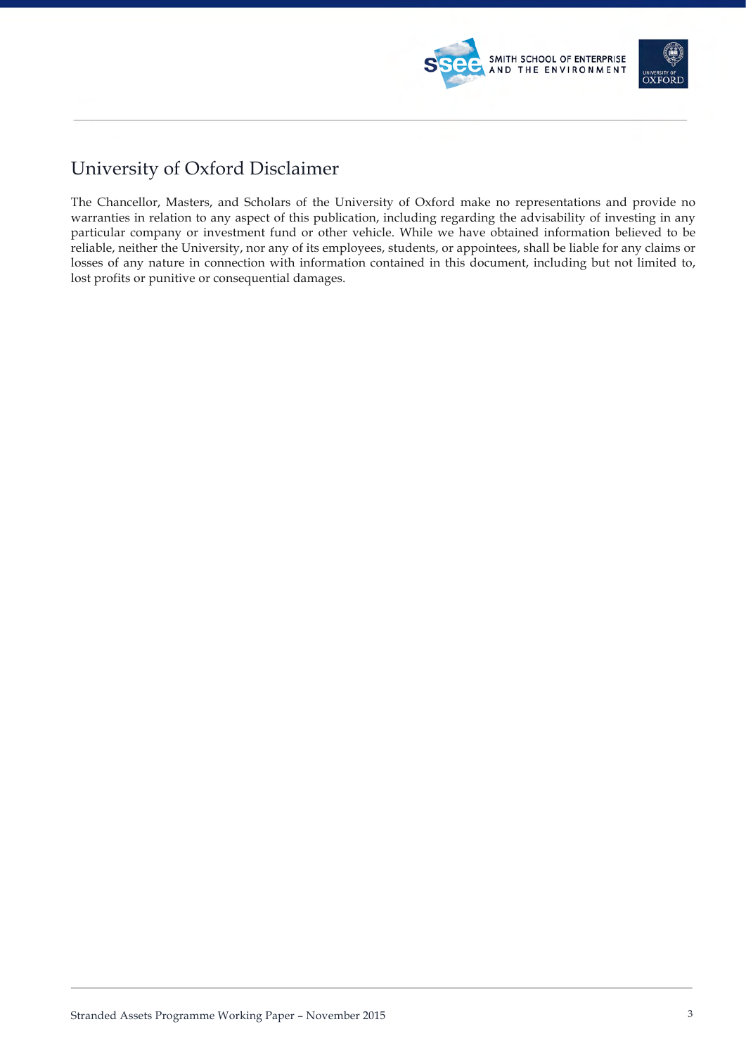# University of Oxford Disclaimer

The Chancellor, Masters, and Scholars of the University of Oxford make no representations and provide no warranties in relation to any aspect of this publication, including regarding the advisability of investing in any particular company or investment fund or other vehicle. While we have obtained information believed to be reliable, neither the University, nor any of its employees, students, or appointees, shall be liable for any claims or losses of any nature in connection with information contained in this document, including but not limited to, lost profits or punitive or consequential damages.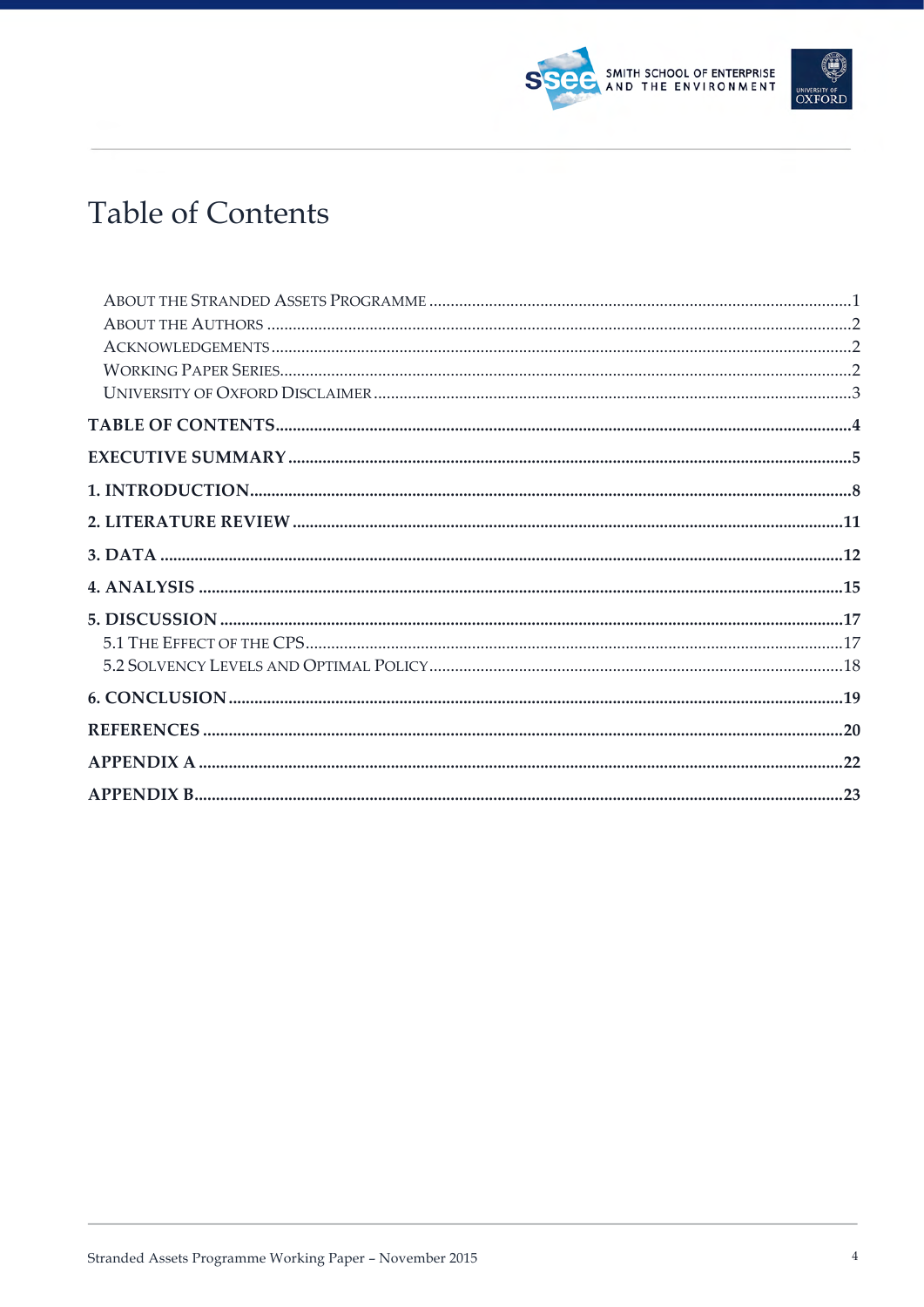# Table of Contents

- About the Stranded Assets Programme ........ 1
- About the Authors ........ 2
- Acknowledgements ........ 2
- Working Paper Series ........ 2
- University of Oxford Disclaimer ........ 3

**TABLE OF CONTENTS ........ 4**

**EXECUTIVE SUMMARY ........ 5**

**1. INTRODUCTION ........ 8**

**2. LITERATURE REVIEW ........ 11**

**3. DATA ........ 12**

**4. ANALYSIS ........ 15**

**5. DISCUSSION ........ 17**

- 5.1 The Effect of the CPS ........ 17
- 5.2 Solvency Levels and Optimal Policy ........ 18

**6. CONCLUSION ........ 19**

**REFERENCES ........ 20**

**APPENDIX A ........ 22**

**APPENDIX B ........ 23**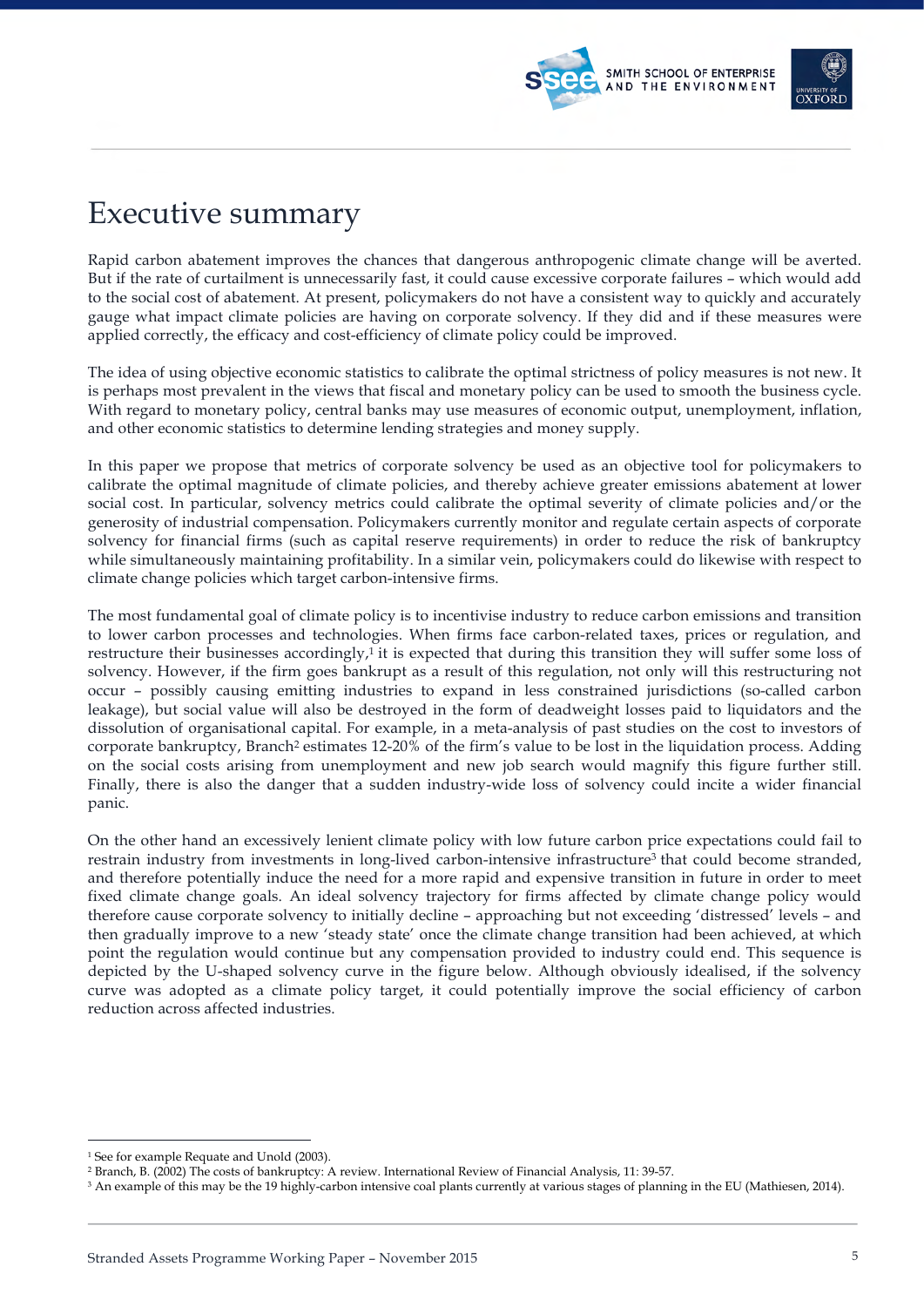# Executive summary

Rapid carbon abatement improves the chances that dangerous anthropogenic climate change will be averted. But if the rate of curtailment is unnecessarily fast, it could cause excessive corporate failures – which would add to the social cost of abatement. At present, policymakers do not have a consistent way to quickly and accurately gauge what impact climate policies are having on corporate solvency. If they did and if these measures were applied correctly, the efficacy and cost-efficiency of climate policy could be improved.

The idea of using objective economic statistics to calibrate the optimal strictness of policy measures is not new. It is perhaps most prevalent in the views that fiscal and monetary policy can be used to smooth the business cycle. With regard to monetary policy, central banks may use measures of economic output, unemployment, inflation, and other economic statistics to determine lending strategies and money supply.

In this paper we propose that metrics of corporate solvency be used as an objective tool for policymakers to calibrate the optimal magnitude of climate policies, and thereby achieve greater emissions abatement at lower social cost. In particular, solvency metrics could calibrate the optimal severity of climate policies and/or the generosity of industrial compensation. Policymakers currently monitor and regulate certain aspects of corporate solvency for financial firms (such as capital reserve requirements) in order to reduce the risk of bankruptcy while simultaneously maintaining profitability. In a similar vein, policymakers could do likewise with respect to climate change policies which target carbon-intensive firms.

The most fundamental goal of climate policy is to incentivise industry to reduce carbon emissions and transition to lower carbon processes and technologies. When firms face carbon-related taxes, prices or regulation, and restructure their businesses accordingly,[1] it is expected that during this transition they will suffer some loss of solvency. However, if the firm goes bankrupt as a result of this regulation, not only will this restructuring not occur – possibly causing emitting industries to expand in less constrained jurisdictions (so-called carbon leakage), but social value will also be destroyed in the form of deadweight losses paid to liquidators and the dissolution of organisational capital. For example, in a meta-analysis of past studies on the cost to investors of corporate bankruptcy, Branch[2] estimates 12-20% of the firm's value to be lost in the liquidation process. Adding on the social costs arising from unemployment and new job search would magnify this figure further still. Finally, there is also the danger that a sudden industry-wide loss of solvency could incite a wider financial panic.

On the other hand an excessively lenient climate policy with low future carbon price expectations could fail to restrain industry from investments in long-lived carbon-intensive infrastructure[3] that could become stranded, and therefore potentially induce the need for a more rapid and expensive transition in future in order to meet fixed climate change goals. An ideal solvency trajectory for firms affected by climate change policy would therefore cause corporate solvency to initially decline – approaching but not exceeding 'distressed' levels – and then gradually improve to a new 'steady state' once the climate change transition had been achieved, at which point the regulation would continue but any compensation provided to industry could end. This sequence is depicted by the U-shaped solvency curve in the figure below. Although obviously idealised, if the solvency curve was adopted as a climate policy target, it could potentially improve the social efficiency of carbon reduction across affected industries.

---

[1] See for example Requate and Unold (2003).

[2] Branch, B. (2002) The costs of bankruptcy: A review. International Review of Financial Analysis, 11: 39-57.

[3] An example of this may be the 19 highly-carbon intensive coal plants currently at various stages of planning in the EU (Mathiesen, 2014).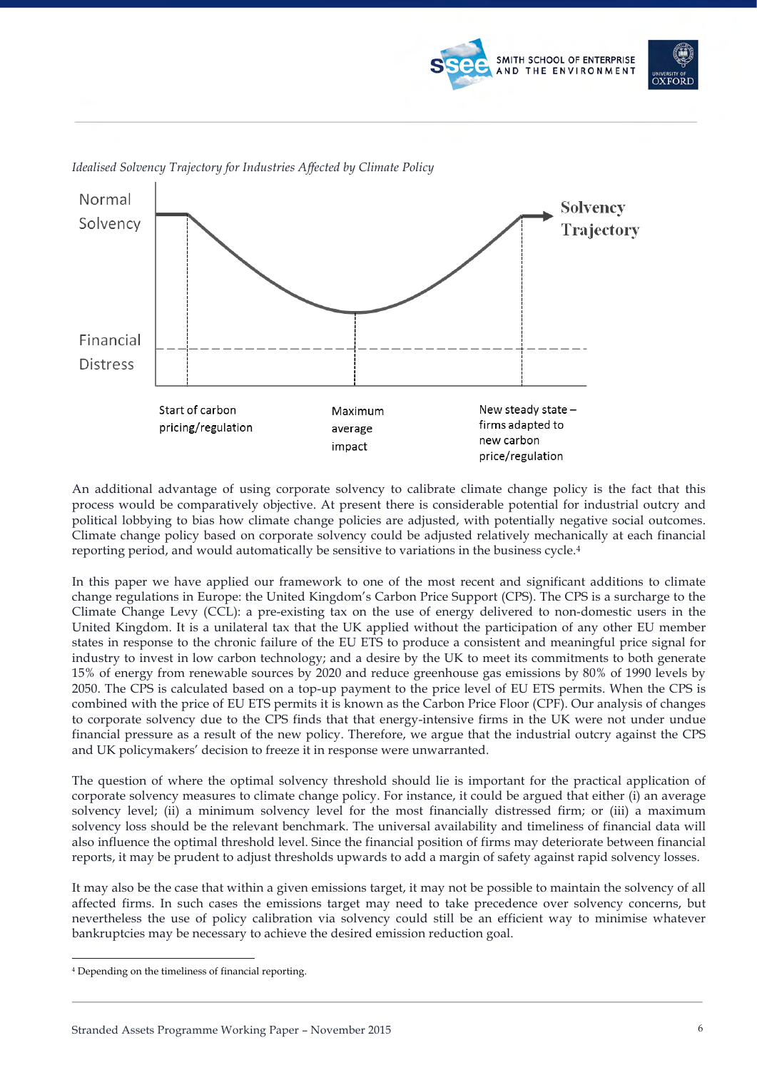*Idealised Solvency Trajectory for Industries Affected by Climate Policy*

Normal Solvency

Financial Distress

**Solvency Trajectory**

Start of carbon pricing/regulation

Maximum average impact

New steady state – firms adapted to new carbon price/regulation

An additional advantage of using corporate solvency to calibrate climate change policy is the fact that this process would be comparatively objective. At present there is considerable potential for industrial outcry and political lobbying to bias how climate change policies are adjusted, with potentially negative social outcomes. Climate change policy based on corporate solvency could be adjusted relatively mechanically at each financial reporting period, and would automatically be sensitive to variations in the business cycle.[4]

In this paper we have applied our framework to one of the most recent and significant additions to climate change regulations in Europe: the United Kingdom's Carbon Price Support (CPS). The CPS is a surcharge to the Climate Change Levy (CCL): a pre-existing tax on the use of energy delivered to non-domestic users in the United Kingdom. It is a unilateral tax that the UK applied without the participation of any other EU member states in response to the chronic failure of the EU ETS to produce a consistent and meaningful price signal for industry to invest in low carbon technology; and a desire by the UK to meet its commitments to both generate 15% of energy from renewable sources by 2020 and reduce greenhouse gas emissions by 80% of 1990 levels by 2050. The CPS is calculated based on a top-up payment to the price level of EU ETS permits. When the CPS is combined with the price of EU ETS permits it is known as the Carbon Price Floor (CPF). Our analysis of changes to corporate solvency due to the CPS finds that that energy-intensive firms in the UK were not under undue financial pressure as a result of the new policy. Therefore, we argue that the industrial outcry against the CPS and UK policymakers' decision to freeze it in response were unwarranted.

The question of where the optimal solvency threshold should lie is important for the practical application of corporate solvency measures to climate change policy. For instance, it could be argued that either (i) an average solvency level; (ii) a minimum solvency level for the most financially distressed firm; or (iii) a maximum solvency loss should be the relevant benchmark. The universal availability and timeliness of financial data will also influence the optimal threshold level. Since the financial position of firms may deteriorate between financial reports, it may be prudent to adjust thresholds upwards to add a margin of safety against rapid solvency losses.

It may also be the case that within a given emissions target, it may not be possible to maintain the solvency of all affected firms. In such cases the emissions target may need to take precedence over solvency concerns, but nevertheless the use of policy calibration via solvency could still be an efficient way to minimise whatever bankruptcies may be necessary to achieve the desired emission reduction goal.

[4] Depending on the timeliness of financial reporting.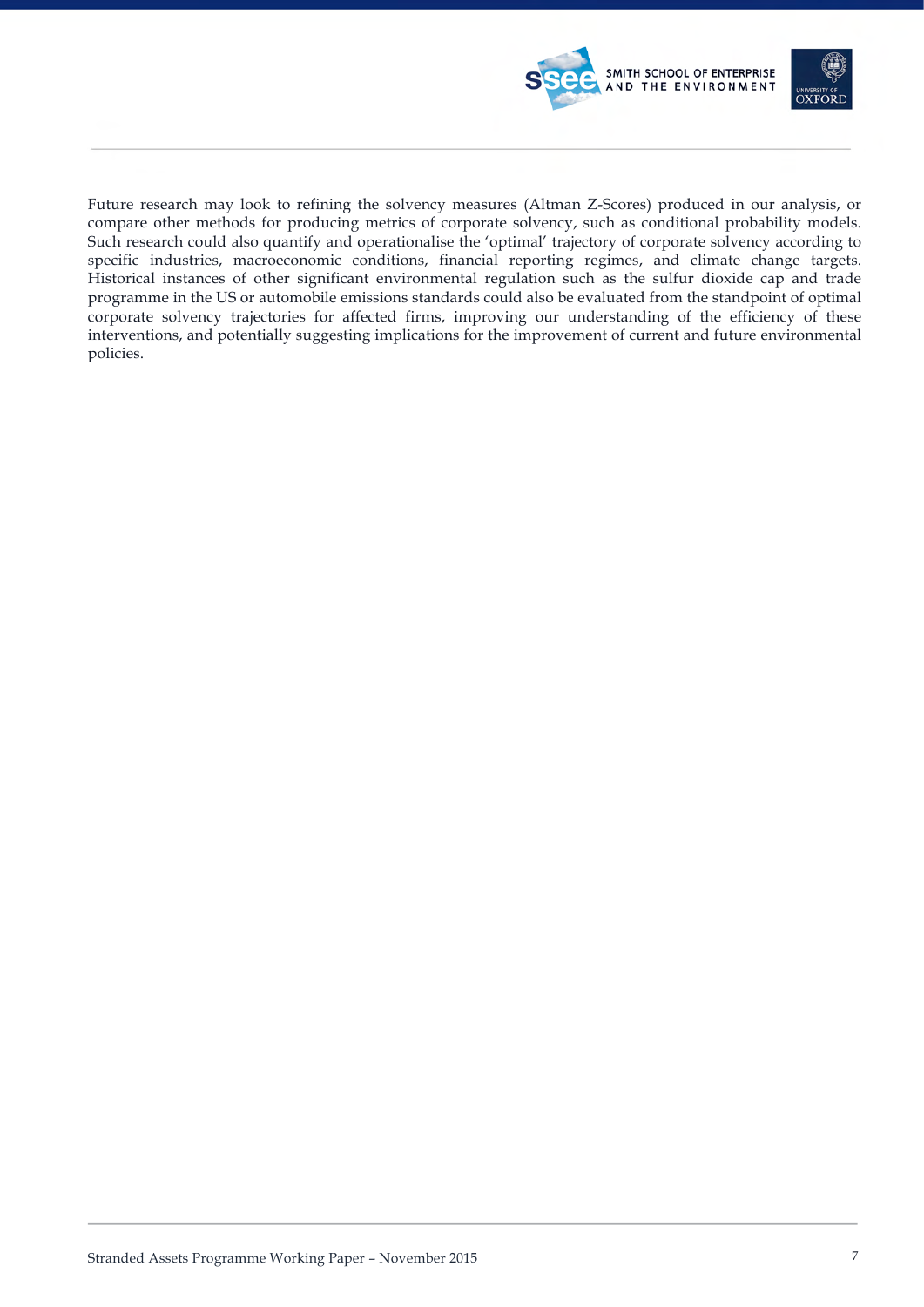Future research may look to refining the solvency measures (Altman Z-Scores) produced in our analysis, or compare other methods for producing metrics of corporate solvency, such as conditional probability models. Such research could also quantify and operationalise the 'optimal' trajectory of corporate solvency according to specific industries, macroeconomic conditions, financial reporting regimes, and climate change targets. Historical instances of other significant environmental regulation such as the sulfur dioxide cap and trade programme in the US or automobile emissions standards could also be evaluated from the standpoint of optimal corporate solvency trajectories for affected firms, improving our understanding of the efficiency of these interventions, and potentially suggesting implications for the improvement of current and future environmental policies.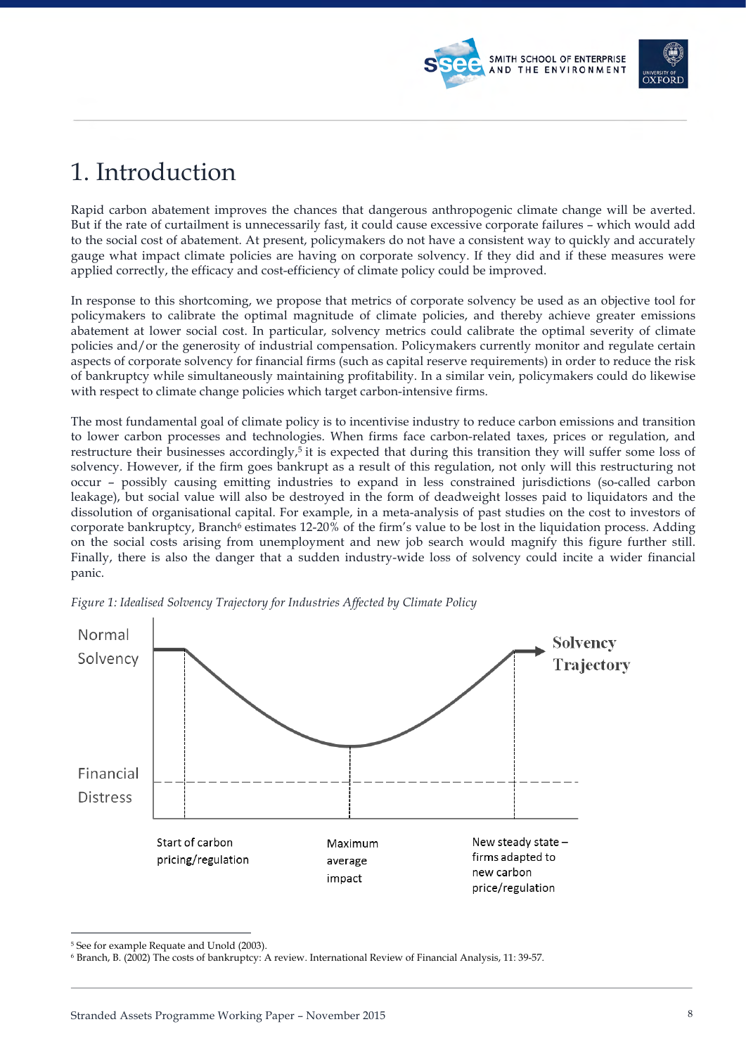# 1. Introduction

Rapid carbon abatement improves the chances that dangerous anthropogenic climate change will be averted. But if the rate of curtailment is unnecessarily fast, it could cause excessive corporate failures – which would add to the social cost of abatement. At present, policymakers do not have a consistent way to quickly and accurately gauge what impact climate policies are having on corporate solvency. If they did and if these measures were applied correctly, the efficacy and cost-efficiency of climate policy could be improved.

In response to this shortcoming, we propose that metrics of corporate solvency be used as an objective tool for policymakers to calibrate the optimal magnitude of climate policies, and thereby achieve greater emissions abatement at lower social cost. In particular, solvency metrics could calibrate the optimal severity of climate policies and/or the generosity of industrial compensation. Policymakers currently monitor and regulate certain aspects of corporate solvency for financial firms (such as capital reserve requirements) in order to reduce the risk of bankruptcy while simultaneously maintaining profitability. In a similar vein, policymakers could do likewise with respect to climate change policies which target carbon-intensive firms.

The most fundamental goal of climate policy is to incentivise industry to reduce carbon emissions and transition to lower carbon processes and technologies. When firms face carbon-related taxes, prices or regulation, and restructure their businesses accordingly,[5] it is expected that during this transition they will suffer some loss of solvency. However, if the firm goes bankrupt as a result of this regulation, not only will this restructuring not occur – possibly causing emitting industries to expand in less constrained jurisdictions (so-called carbon leakage), but social value will also be destroyed in the form of deadweight losses paid to liquidators and the dissolution of organisational capital. For example, in a meta-analysis of past studies on the cost to investors of corporate bankruptcy, Branch[6] estimates 12-20% of the firm's value to be lost in the liquidation process. Adding on the social costs arising from unemployment and new job search would magnify this figure further still. Finally, there is also the danger that a sudden industry-wide loss of solvency could incite a wider financial panic.

*Figure 1: Idealised Solvency Trajectory for Industries Affected by Climate Policy*

Normal Solvency

Financial Distress

Solvency Trajectory

Start of carbon pricing/regulation

Maximum average impact

New steady state – firms adapted to new carbon price/regulation

---

[5] See for example Requate and Unold (2003).

[6] Branch, B. (2002) The costs of bankruptcy: A review. International Review of Financial Analysis, 11: 39-57.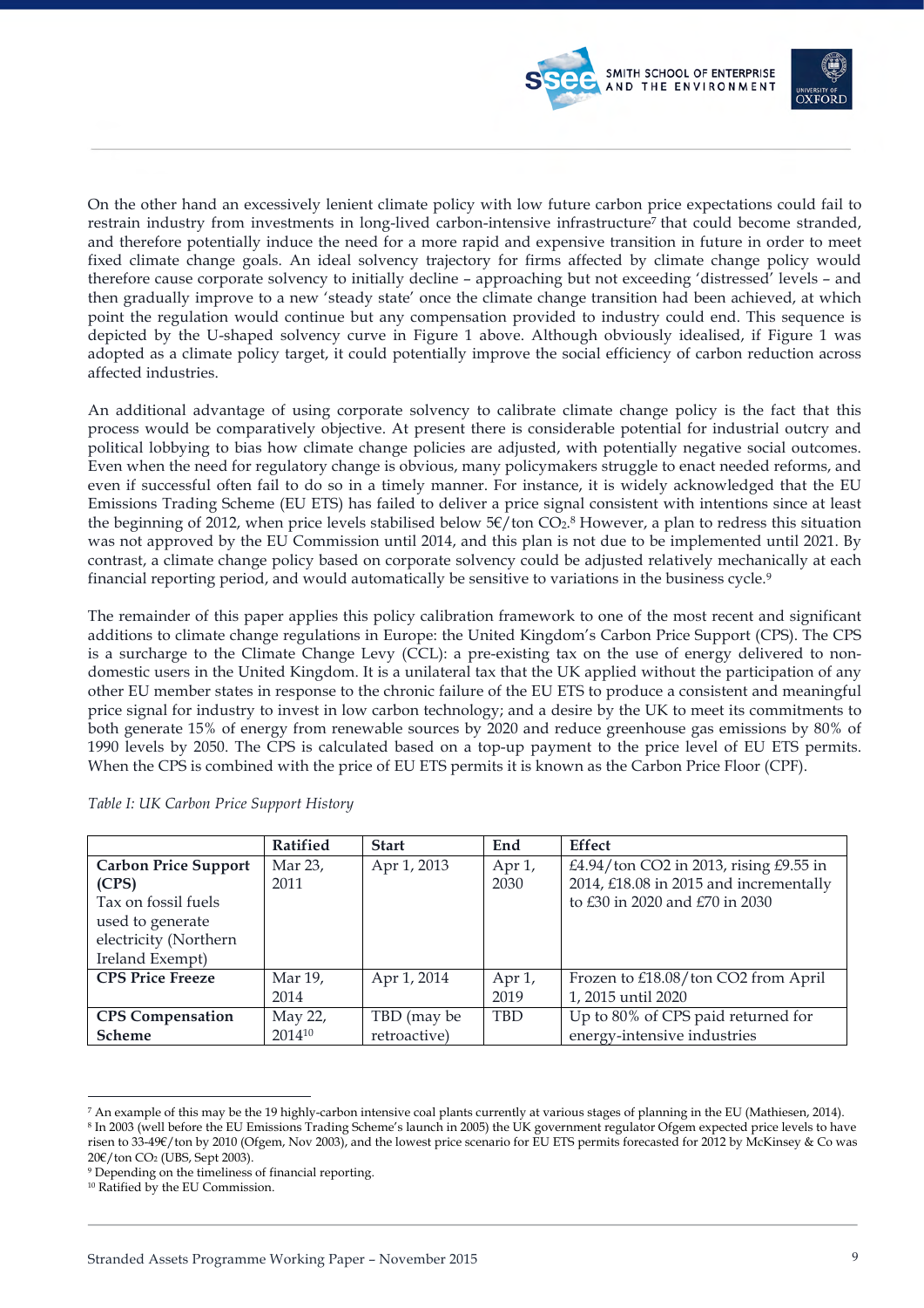On the other hand an excessively lenient climate policy with low future carbon price expectations could fail to restrain industry from investments in long-lived carbon-intensive infrastructure[7] that could become stranded, and therefore potentially induce the need for a more rapid and expensive transition in future in order to meet fixed climate change goals. An ideal solvency trajectory for firms affected by climate change policy would therefore cause corporate solvency to initially decline – approaching but not exceeding 'distressed' levels – and then gradually improve to a new 'steady state' once the climate change transition had been achieved, at which point the regulation would continue but any compensation provided to industry could end. This sequence is depicted by the U-shaped solvency curve in Figure 1 above. Although obviously idealised, if Figure 1 was adopted as a climate policy target, it could potentially improve the social efficiency of carbon reduction across affected industries.

An additional advantage of using corporate solvency to calibrate climate change policy is the fact that this process would be comparatively objective. At present there is considerable potential for industrial outcry and political lobbying to bias how climate change policies are adjusted, with potentially negative social outcomes. Even when the need for regulatory change is obvious, many policymakers struggle to enact needed reforms, and even if successful often fail to do so in a timely manner. For instance, it is widely acknowledged that the EU Emissions Trading Scheme (EU ETS) has failed to deliver a price signal consistent with intentions since at least the beginning of 2012, when price levels stabilised below 5€/ton $CO_2$.[8] However, a plan to redress this situation was not approved by the EU Commission until 2014, and this plan is not due to be implemented until 2021. By contrast, a climate change policy based on corporate solvency could be adjusted relatively mechanically at each financial reporting period, and would automatically be sensitive to variations in the business cycle.[9]

The remainder of this paper applies this policy calibration framework to one of the most recent and significant additions to climate change regulations in Europe: the United Kingdom's Carbon Price Support (CPS). The CPS is a surcharge to the Climate Change Levy (CCL): a pre-existing tax on the use of energy delivered to non-domestic users in the United Kingdom. It is a unilateral tax that the UK applied without the participation of any other EU member states in response to the chronic failure of the EU ETS to produce a consistent and meaningful price signal for industry to invest in low carbon technology; and a desire by the UK to meet its commitments to both generate 15% of energy from renewable sources by 2020 and reduce greenhouse gas emissions by 80% of 1990 levels by 2050. The CPS is calculated based on a top-up payment to the price level of EU ETS permits. When the CPS is combined with the price of EU ETS permits it is known as the Carbon Price Floor (CPF).

*Table I: UK Carbon Price Support History*

| | Ratified | Start | End | Effect |
|---|---|---|---|---|
| **Carbon Price Support (CPS)** Tax on fossil fuels used to generate electricity (Northern Ireland Exempt) | Mar 23, 2011 | Apr 1, 2013 | Apr 1, 2030 | £4.94/ton CO2 in 2013, rising £9.55 in 2014, £18.08 in 2015 and incrementally to £30 in 2020 and £70 in 2030 |
| **CPS Price Freeze** | Mar 19, 2014 | Apr 1, 2014 | Apr 1, 2019 | Frozen to £18.08/ton CO2 from April 1, 2015 until 2020 |
| **CPS Compensation Scheme** | May 22, 2014[10] | TBD (may be retroactive) | TBD | Up to 80% of CPS paid returned for energy-intensive industries |

[7] An example of this may be the 19 highly-carbon intensive coal plants currently at various stages of planning in the EU (Mathiesen, 2014).
[8] In 2003 (well before the EU Emissions Trading Scheme's launch in 2005) the UK government regulator Ofgem expected price levels to have risen to 33-49€/ton by 2010 (Ofgem, Nov 2003), and the lowest price scenario for EU ETS permits forecasted for 2012 by McKinsey & Co was 20€/ton $CO_2$ (UBS, Sept 2003).
[9] Depending on the timeliness of financial reporting.
[10] Ratified by the EU Commission.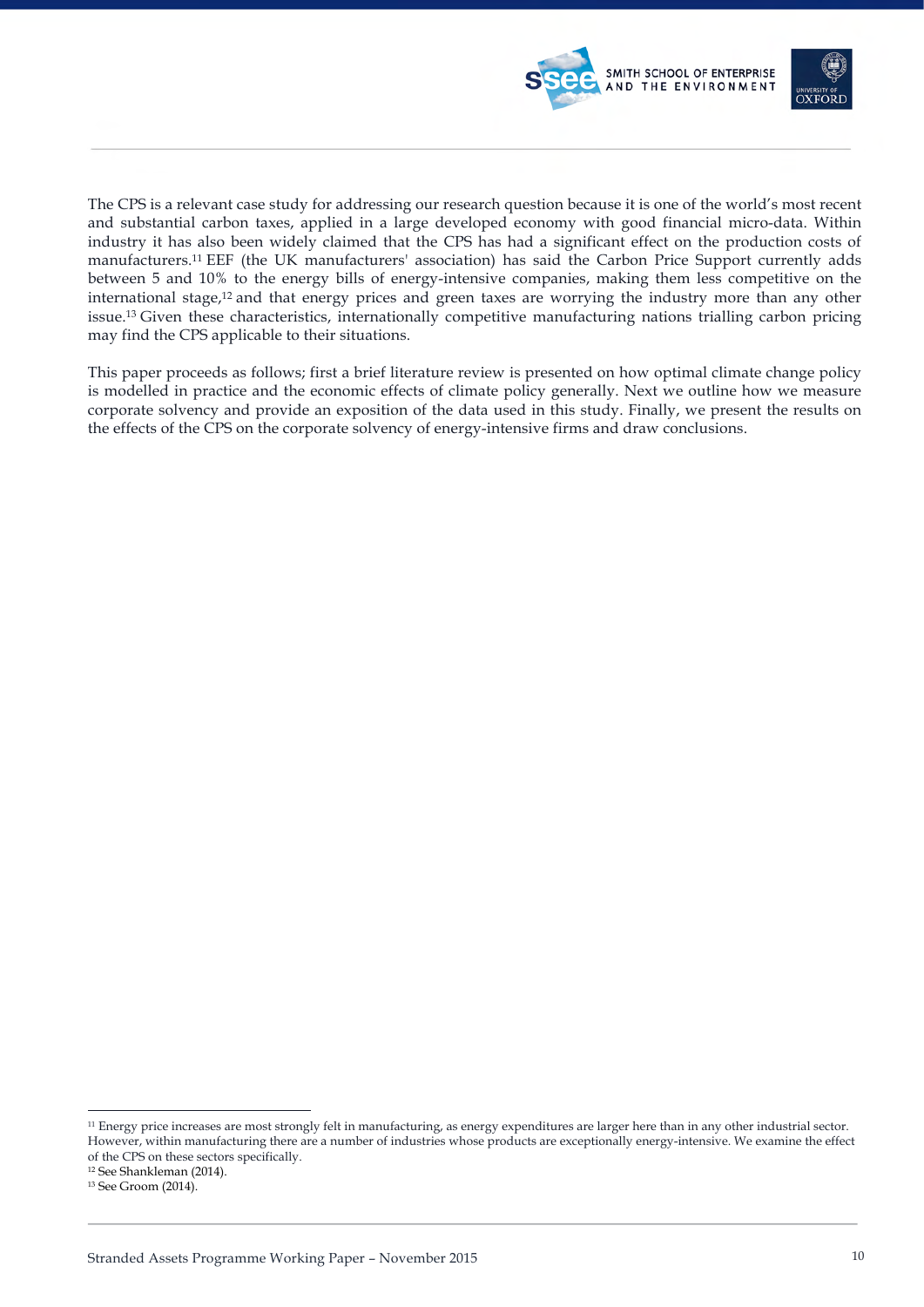The CPS is a relevant case study for addressing our research question because it is one of the world's most recent and substantial carbon taxes, applied in a large developed economy with good financial micro-data. Within industry it has also been widely claimed that the CPS has had a significant effect on the production costs of manufacturers.[11] EEF (the UK manufacturers' association) has said the Carbon Price Support currently adds between 5 and 10% to the energy bills of energy-intensive companies, making them less competitive on the international stage,[12] and that energy prices and green taxes are worrying the industry more than any other issue.[13] Given these characteristics, internationally competitive manufacturing nations trialling carbon pricing may find the CPS applicable to their situations.

This paper proceeds as follows; first a brief literature review is presented on how optimal climate change policy is modelled in practice and the economic effects of climate policy generally. Next we outline how we measure corporate solvency and provide an exposition of the data used in this study. Finally, we present the results on the effects of the CPS on the corporate solvency of energy-intensive firms and draw conclusions.

---

[11] Energy price increases are most strongly felt in manufacturing, as energy expenditures are larger here than in any other industrial sector. However, within manufacturing there are a number of industries whose products are exceptionally energy-intensive. We examine the effect of the CPS on these sectors specifically.

[12] See Shankleman (2014).

[13] See Groom (2014).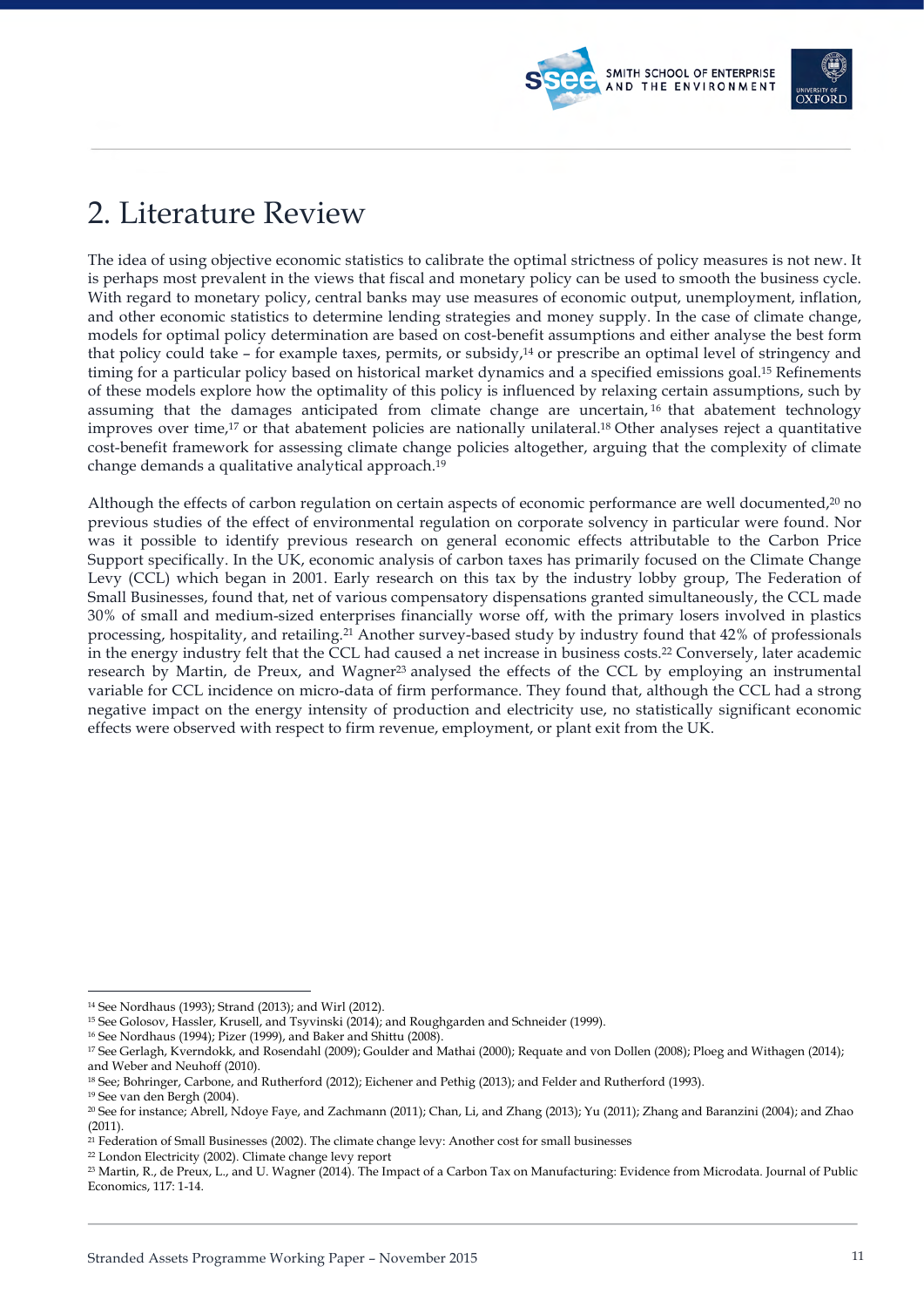# 2. Literature Review

The idea of using objective economic statistics to calibrate the optimal strictness of policy measures is not new. It is perhaps most prevalent in the views that fiscal and monetary policy can be used to smooth the business cycle. With regard to monetary policy, central banks may use measures of economic output, unemployment, inflation, and other economic statistics to determine lending strategies and money supply. In the case of climate change, models for optimal policy determination are based on cost-benefit assumptions and either analyse the best form that policy could take – for example taxes, permits, or subsidy,[14] or prescribe an optimal level of stringency and timing for a particular policy based on historical market dynamics and a specified emissions goal.[15] Refinements of these models explore how the optimality of this policy is influenced by relaxing certain assumptions, such by assuming that the damages anticipated from climate change are uncertain,[16] that abatement technology improves over time,[17] or that abatement policies are nationally unilateral.[18] Other analyses reject a quantitative cost-benefit framework for assessing climate change policies altogether, arguing that the complexity of climate change demands a qualitative analytical approach.[19]

Although the effects of carbon regulation on certain aspects of economic performance are well documented,[20] no previous studies of the effect of environmental regulation on corporate solvency in particular were found. Nor was it possible to identify previous research on general economic effects attributable to the Carbon Price Support specifically. In the UK, economic analysis of carbon taxes has primarily focused on the Climate Change Levy (CCL) which began in 2001. Early research on this tax by the industry lobby group, The Federation of Small Businesses, found that, net of various compensatory dispensations granted simultaneously, the CCL made 30% of small and medium-sized enterprises financially worse off, with the primary losers involved in plastics processing, hospitality, and retailing.[21] Another survey-based study by industry found that 42% of professionals in the energy industry felt that the CCL had caused a net increase in business costs.[22] Conversely, later academic research by Martin, de Preux, and Wagner[23] analysed the effects of the CCL by employing an instrumental variable for CCL incidence on micro-data of firm performance. They found that, although the CCL had a strong negative impact on the energy intensity of production and electricity use, no statistically significant economic effects were observed with respect to firm revenue, employment, or plant exit from the UK.

---

[14] See Nordhaus (1993); Strand (2013); and Wirl (2012).

[15] See Golosov, Hassler, Krusell, and Tsyvinski (2014); and Roughgarden and Schneider (1999).

[16] See Nordhaus (1994); Pizer (1999), and Baker and Shittu (2008).

[17] See Gerlagh, Kverndokk, and Rosendahl (2009); Goulder and Mathai (2000); Requate and von Dollen (2008); Ploeg and Withagen (2014); and Weber and Neuhoff (2010).

[18] See; Bohringer, Carbone, and Rutherford (2012); Eichener and Pethig (2013); and Felder and Rutherford (1993).

[19] See van den Bergh (2004).

[20] See for instance; Abrell, Ndoye Faye, and Zachmann (2011); Chan, Li, and Zhang (2013); Yu (2011); Zhang and Baranzini (2004); and Zhao (2011).

[21] Federation of Small Businesses (2002). The climate change levy: Another cost for small businesses

[22] London Electricity (2002). Climate change levy report

[23] Martin, R., de Preux, L., and U. Wagner (2014). The Impact of a Carbon Tax on Manufacturing: Evidence from Microdata. Journal of Public Economics, 117: 1-14.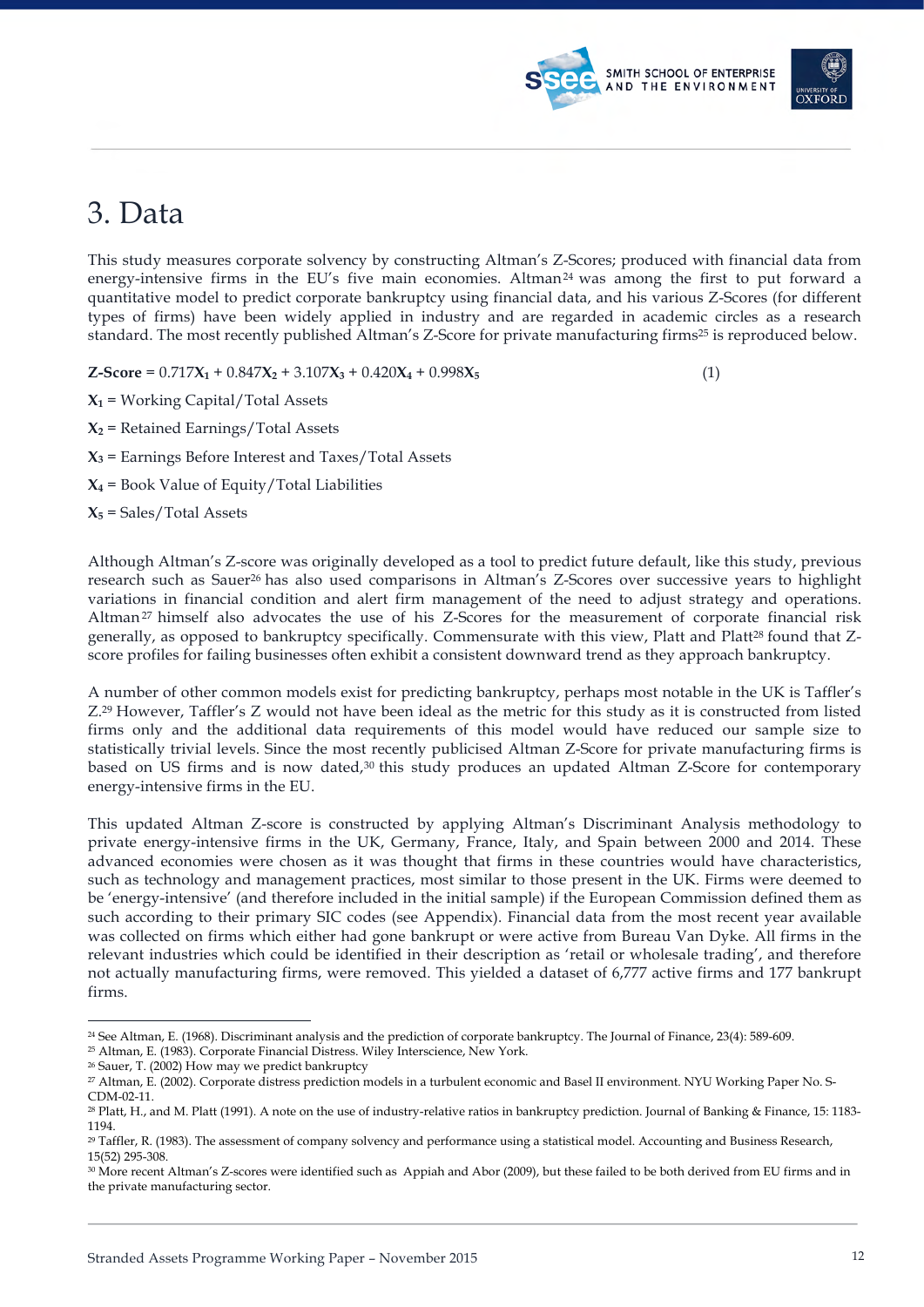# 3. Data

This study measures corporate solvency by constructing Altman's Z-Scores; produced with financial data from energy-intensive firms in the EU's five main economies. Altman[24] was among the first to put forward a quantitative model to predict corporate bankruptcy using financial data, and his various Z-Scores (for different types of firms) have been widely applied in industry and are regarded in academic circles as a research standard. The most recently published Altman's Z-Score for private manufacturing firms[25] is reproduced below.

$$\textbf{Z-Score} = 0.717\mathbf{X_1} + 0.847\mathbf{X_2} + 3.107\mathbf{X_3} + 0.420\mathbf{X_4} + 0.998\mathbf{X_5} \quad (1)$$

$\mathbf{X_1}$ = Working Capital/Total Assets

$\mathbf{X_2}$ = Retained Earnings/Total Assets

$\mathbf{X_3}$ = Earnings Before Interest and Taxes/Total Assets

$\mathbf{X_4}$ = Book Value of Equity/Total Liabilities

$\mathbf{X_5}$ = Sales/Total Assets

Although Altman's Z-score was originally developed as a tool to predict future default, like this study, previous research such as Sauer[26] has also used comparisons in Altman's Z-Scores over successive years to highlight variations in financial condition and alert firm management of the need to adjust strategy and operations. Altman[27] himself also advocates the use of his Z-Scores for the measurement of corporate financial risk generally, as opposed to bankruptcy specifically. Commensurate with this view, Platt and Platt[28] found that Z-score profiles for failing businesses often exhibit a consistent downward trend as they approach bankruptcy.

A number of other common models exist for predicting bankruptcy, perhaps most notable in the UK is Taffler's Z.[29] However, Taffler's Z would not have been ideal as the metric for this study as it is constructed from listed firms only and the additional data requirements of this model would have reduced our sample size to statistically trivial levels. Since the most recently publicised Altman Z-Score for private manufacturing firms is based on US firms and is now dated,[30] this study produces an updated Altman Z-Score for contemporary energy-intensive firms in the EU.

This updated Altman Z-score is constructed by applying Altman's Discriminant Analysis methodology to private energy-intensive firms in the UK, Germany, France, Italy, and Spain between 2000 and 2014. These advanced economies were chosen as it was thought that firms in these countries would have characteristics, such as technology and management practices, most similar to those present in the UK. Firms were deemed to be 'energy-intensive' (and therefore included in the initial sample) if the European Commission defined them as such according to their primary SIC codes (see Appendix). Financial data from the most recent year available was collected on firms which either had gone bankrupt or were active from Bureau Van Dyke. All firms in the relevant industries which could be identified in their description as 'retail or wholesale trading', and therefore not actually manufacturing firms, were removed. This yielded a dataset of 6,777 active firms and 177 bankrupt firms.

---

[24] See Altman, E. (1968). Discriminant analysis and the prediction of corporate bankruptcy. The Journal of Finance, 23(4): 589-609.

[25] Altman, E. (1983). Corporate Financial Distress. Wiley Interscience, New York.

[26] Sauer, T. (2002) How may we predict bankruptcy

[27] Altman, E. (2002). Corporate distress prediction models in a turbulent economic and Basel II environment. NYU Working Paper No. S-CDM-02-11.

[28] Platt, H., and M. Platt (1991). A note on the use of industry-relative ratios in bankruptcy prediction. Journal of Banking & Finance, 15: 1183-1194.

[29] Taffler, R. (1983). The assessment of company solvency and performance using a statistical model. Accounting and Business Research, 15(52) 295-308.

[30] More recent Altman's Z-scores were identified such as Appiah and Abor (2009), but these failed to be both derived from EU firms and in the private manufacturing sector.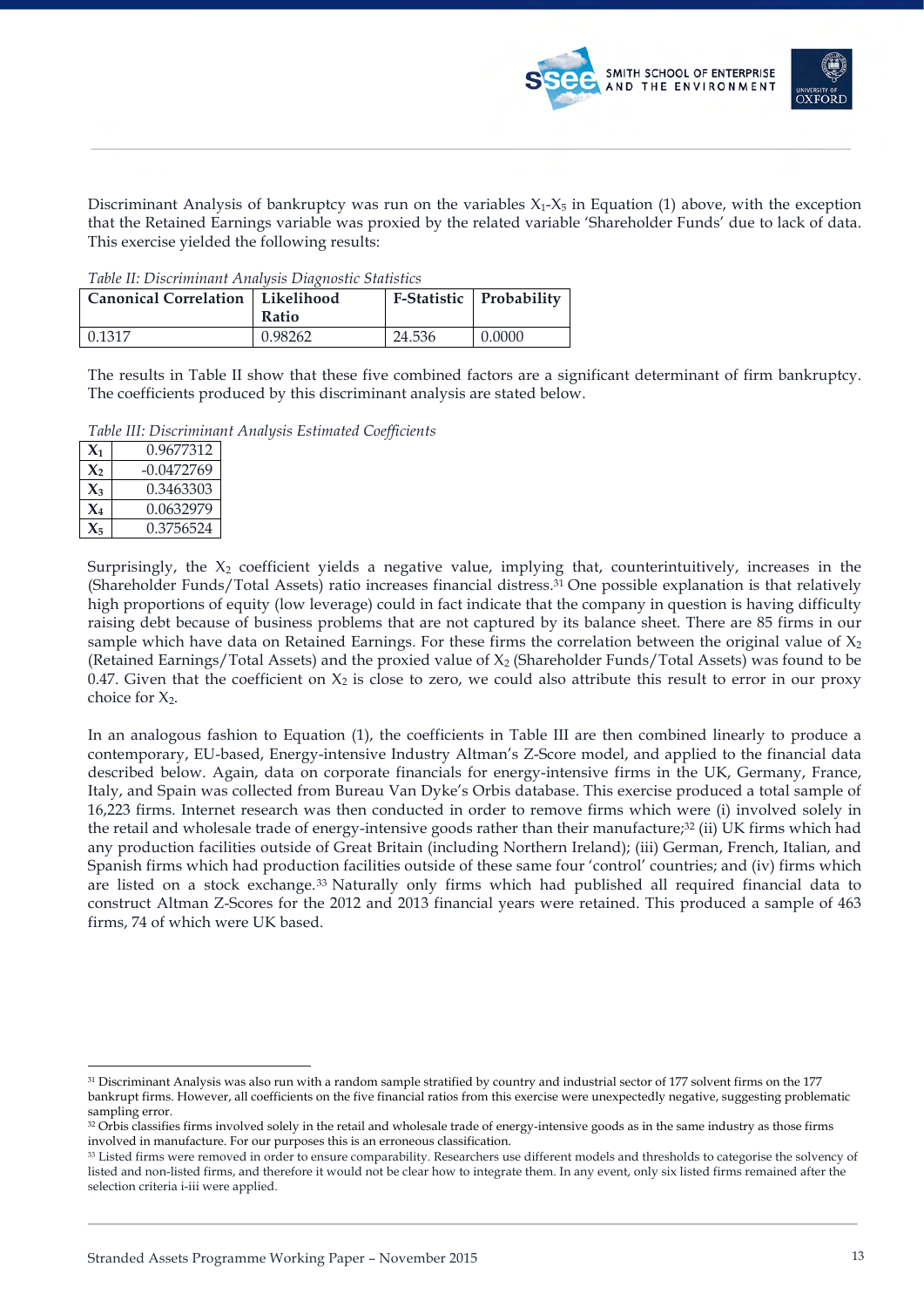Discriminant Analysis of bankruptcy was run on the variables $X_1$-$X_5$ in Equation (1) above, with the exception that the Retained Earnings variable was proxied by the related variable 'Shareholder Funds' due to lack of data. This exercise yielded the following results:

*Table II: Discriminant Analysis Diagnostic Statistics*

| Canonical Correlation | Likelihood Ratio | F-Statistic | Probability |
|---|---|---|---|
| 0.1317 | 0.98262 | 24.536 | 0.0000 |

The results in Table II show that these five combined factors are a significant determinant of firm bankruptcy. The coefficients produced by this discriminant analysis are stated below.

*Table III: Discriminant Analysis Estimated Coefficients*

| | |
|---|---|
| $X_1$ | 0.9677312 |
| $X_2$ | -0.0472769 |
| $X_3$ | 0.3463303 |
| $X_4$ | 0.0632979 |
| $X_5$ | 0.3756524 |

Surprisingly, the $X_2$ coefficient yields a negative value, implying that, counterintuitively, increases in the (Shareholder Funds/Total Assets) ratio increases financial distress.[31] One possible explanation is that relatively high proportions of equity (low leverage) could in fact indicate that the company in question is having difficulty raising debt because of business problems that are not captured by its balance sheet. There are 85 firms in our sample which have data on Retained Earnings. For these firms the correlation between the original value of $X_2$ (Retained Earnings/Total Assets) and the proxied value of $X_2$ (Shareholder Funds/Total Assets) was found to be 0.47. Given that the coefficient on $X_2$ is close to zero, we could also attribute this result to error in our proxy choice for $X_2$.

In an analogous fashion to Equation (1), the coefficients in Table III are then combined linearly to produce a contemporary, EU-based, Energy-intensive Industry Altman's Z-Score model, and applied to the financial data described below. Again, data on corporate financials for energy-intensive firms in the UK, Germany, France, Italy, and Spain was collected from Bureau Van Dyke's Orbis database. This exercise produced a total sample of 16,223 firms. Internet research was then conducted in order to remove firms which were (i) involved solely in the retail and wholesale trade of energy-intensive goods rather than their manufacture;[32] (ii) UK firms which had any production facilities outside of Great Britain (including Northern Ireland); (iii) German, French, Italian, and Spanish firms which had production facilities outside of these same four 'control' countries; and (iv) firms which are listed on a stock exchange.[33] Naturally only firms which had published all required financial data to construct Altman Z-Scores for the 2012 and 2013 financial years were retained. This produced a sample of 463 firms, 74 of which were UK based.

---

[31] Discriminant Analysis was also run with a random sample stratified by country and industrial sector of 177 solvent firms on the 177 bankrupt firms. However, all coefficients on the five financial ratios from this exercise were unexpectedly negative, suggesting problematic sampling error.

[32] Orbis classifies firms involved solely in the retail and wholesale trade of energy-intensive goods as in the same industry as those firms involved in manufacture. For our purposes this is an erroneous classification.

[33] Listed firms were removed in order to ensure comparability. Researchers use different models and thresholds to categorise the solvency of listed and non-listed firms, and therefore it would not be clear how to integrate them. In any event, only six listed firms remained after the selection criteria i-iii were applied.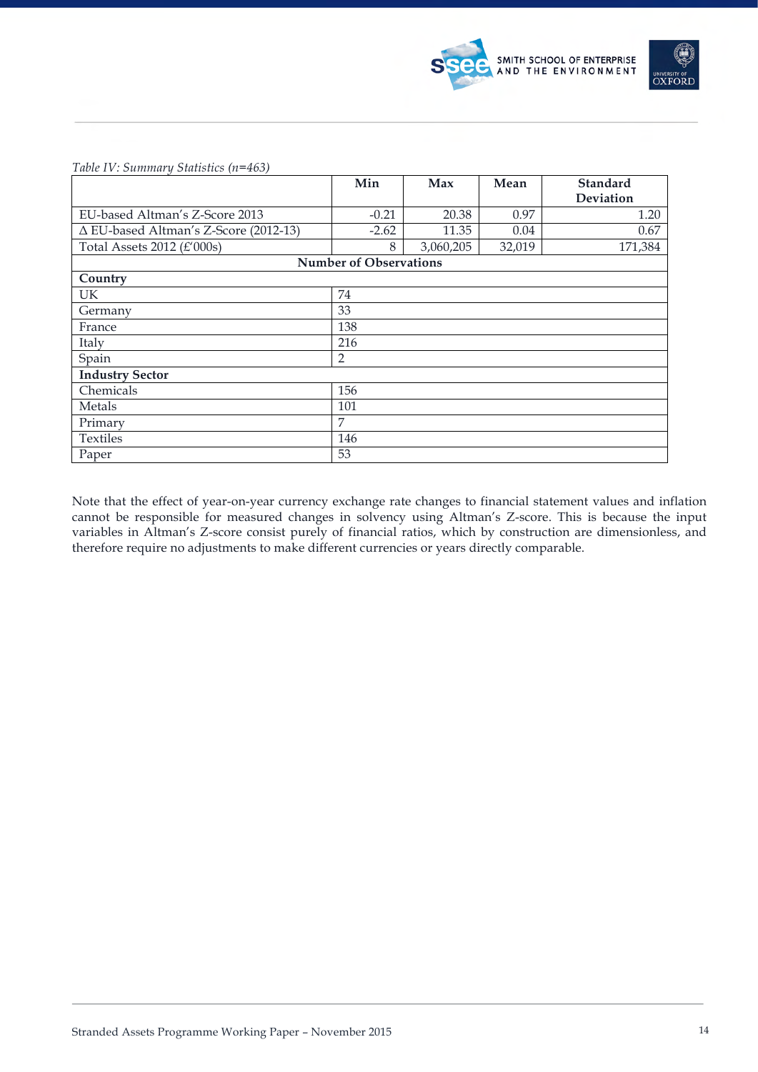*Table IV: Summary Statistics (n=463)*

| | Min | Max | Mean | Standard Deviation |
|---|---|---|---|---|
| EU-based Altman's Z-Score 2013 | -0.21 | 20.38 | 0.97 | 1.20 |
| Δ EU-based Altman's Z-Score (2012-13) | -2.62 | 11.35 | 0.04 | 0.67 |
| Total Assets 2012 (£'000s) | 8 | 3,060,205 | 32,019 | 171,384 |
| **Number of Observations** | | | | |
| **Country** | | | | |
| UK | 74 | | | |
| Germany | 33 | | | |
| France | 138 | | | |
| Italy | 216 | | | |
| Spain | 2 | | | |
| **Industry Sector** | | | | |
| Chemicals | 156 | | | |
| Metals | 101 | | | |
| Primary | 7 | | | |
| Textiles | 146 | | | |
| Paper | 53 | | | |

Note that the effect of year-on-year currency exchange rate changes to financial statement values and inflation cannot be responsible for measured changes in solvency using Altman's Z-score. This is because the input variables in Altman's Z-score consist purely of financial ratios, which by construction are dimensionless, and therefore require no adjustments to make different currencies or years directly comparable.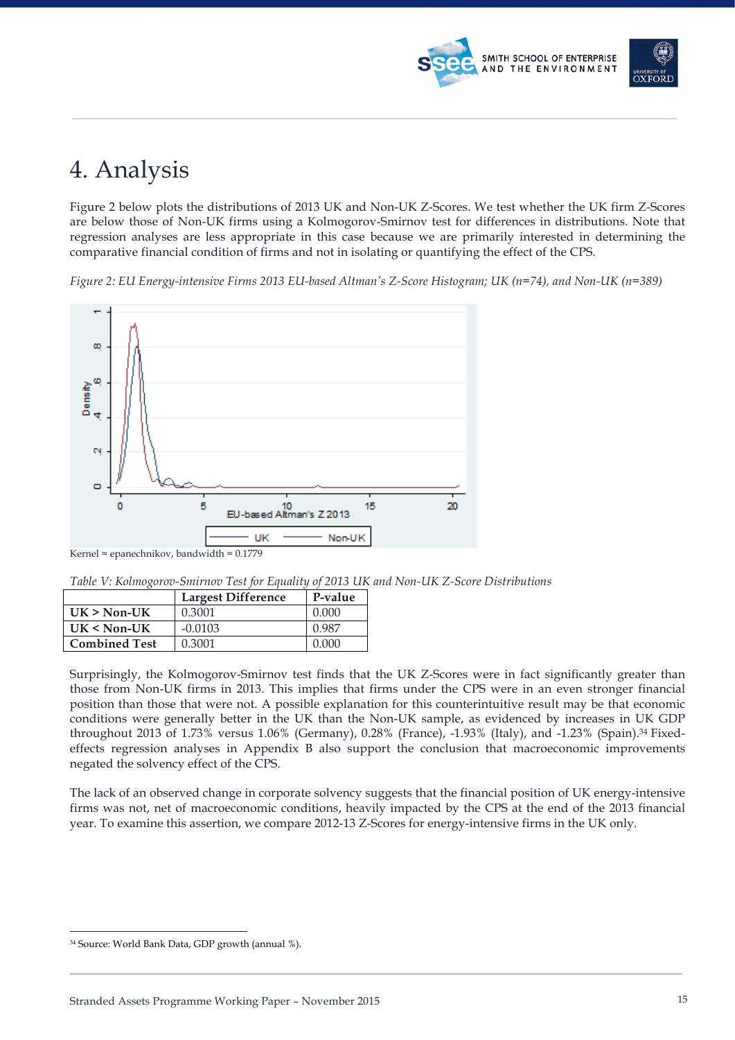# 4. Analysis

Figure 2 below plots the distributions of 2013 UK and Non-UK Z-Scores. We test whether the UK firm Z-Scores are below those of Non-UK firms using a Kolmogorov-Smirnov test for differences in distributions. Note that regression analyses are less appropriate in this case because we are primarily interested in determining the comparative financial condition of firms and not in isolating or quantifying the effect of the CPS.

*Figure 2: EU Energy-intensive Firms 2013 EU-based Altman's Z-Score Histogram; UK (n=74), and Non-UK (n=389)*

Kernel = epanechnikov, bandwidth = 0.1779

*Table V: Kolmogorov-Smirnov Test for Equality of 2013 UK and Non-UK Z-Score Distributions*

| | Largest Difference | P-value |
|---|---|---|
| **UK > Non-UK** | 0.3001 | 0.000 |
| **UK < Non-UK** | -0.0103 | 0.987 |
| **Combined Test** | 0.3001 | 0.000 |

Surprisingly, the Kolmogorov-Smirnov test finds that the UK Z-Scores were in fact significantly greater than those from Non-UK firms in 2013. This implies that firms under the CPS were in an even stronger financial position than those that were not. A possible explanation for this counterintuitive result may be that economic conditions were generally better in the UK than the Non-UK sample, as evidenced by increases in UK GDP throughout 2013 of 1.73% versus 1.06% (Germany), 0.28% (France), -1.93% (Italy), and -1.23% (Spain).[34] Fixed-effects regression analyses in Appendix B also support the conclusion that macroeconomic improvements negated the solvency effect of the CPS.

The lack of an observed change in corporate solvency suggests that the financial position of UK energy-intensive firms was not, net of macroeconomic conditions, heavily impacted by the CPS at the end of the 2013 financial year. To examine this assertion, we compare 2012-13 Z-Scores for energy-intensive firms in the UK only.

[34] Source: World Bank Data, GDP growth (annual %).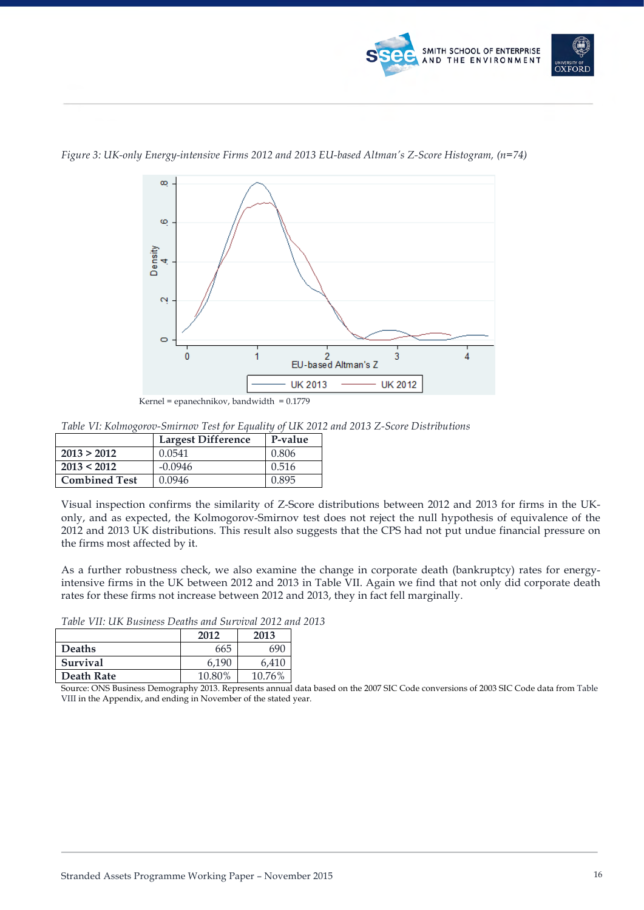*Figure 3: UK-only Energy-intensive Firms 2012 and 2013 EU-based Altman's Z-Score Histogram, (n=74)*

Kernel = epanechnikov, bandwidth = 0.1779

*Table VI: Kolmogorov-Smirnov Test for Equality of UK 2012 and 2013 Z-Score Distributions*

| | Largest Difference | P-value |
|---|---|---|
| **2013 > 2012** | 0.0541 | 0.806 |
| **2013 < 2012** | -0.0946 | 0.516 |
| **Combined Test** | 0.0946 | 0.895 |

Visual inspection confirms the similarity of Z-Score distributions between 2012 and 2013 for firms in the UK-only, and as expected, the Kolmogorov-Smirnov test does not reject the null hypothesis of equivalence of the 2012 and 2013 UK distributions. This result also suggests that the CPS had not put undue financial pressure on the firms most affected by it.

As a further robustness check, we also examine the change in corporate death (bankruptcy) rates for energy-intensive firms in the UK between 2012 and 2013 in Table VII. Again we find that not only did corporate death rates for these firms not increase between 2012 and 2013, they in fact fell marginally.

*Table VII: UK Business Deaths and Survival 2012 and 2013*

| | 2012 | 2013 |
|---|---|---|
| **Deaths** | 665 | 690 |
| **Survival** | 6,190 | 6,410 |
| **Death Rate** | 10.80% | 10.76% |

Source: ONS Business Demography 2013. Represents annual data based on the 2007 SIC Code conversions of 2003 SIC Code data from Table VIII in the Appendix, and ending in November of the stated year.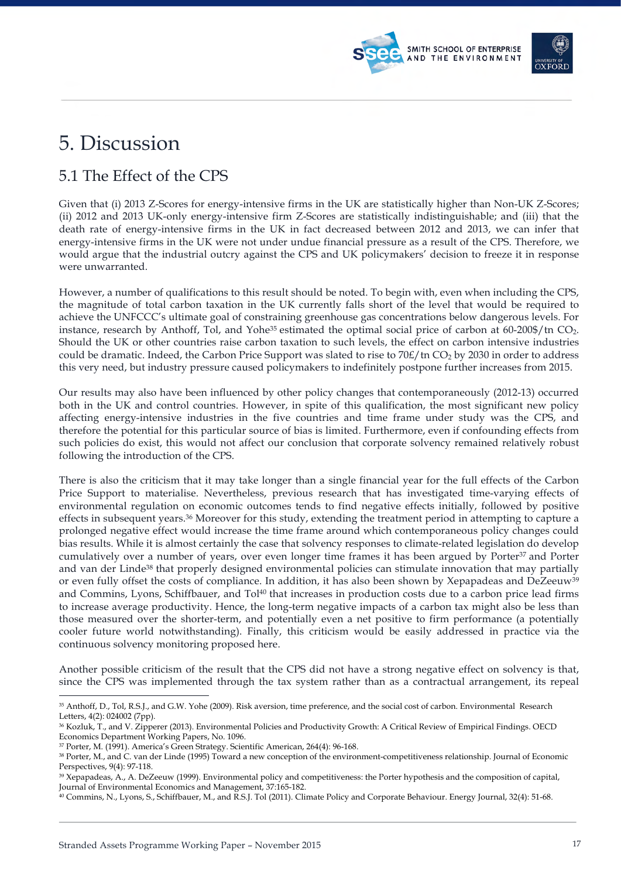# 5. Discussion

## 5.1 The Effect of the CPS

Given that (i) 2013 Z-Scores for energy-intensive firms in the UK are statistically higher than Non-UK Z-Scores; (ii) 2012 and 2013 UK-only energy-intensive firm Z-Scores are statistically indistinguishable; and (iii) that the death rate of energy-intensive firms in the UK in fact decreased between 2012 and 2013, we can infer that energy-intensive firms in the UK were not under undue financial pressure as a result of the CPS. Therefore, we would argue that the industrial outcry against the CPS and UK policymakers' decision to freeze it in response were unwarranted.

However, a number of qualifications to this result should be noted. To begin with, even when including the CPS, the magnitude of total carbon taxation in the UK currently falls short of the level that would be required to achieve the UNFCCC's ultimate goal of constraining greenhouse gas concentrations below dangerous levels. For instance, research by Anthoff, Tol, and Yohe[35] estimated the optimal social price of carbon at 60-200$/tn $CO_2$. Should the UK or other countries raise carbon taxation to such levels, the effect on carbon intensive industries could be dramatic. Indeed, the Carbon Price Support was slated to rise to 70£/tn $CO_2$ by 2030 in order to address this very need, but industry pressure caused policymakers to indefinitely postpone further increases from 2015.

Our results may also have been influenced by other policy changes that contemporaneously (2012-13) occurred both in the UK and control countries. However, in spite of this qualification, the most significant new policy affecting energy-intensive industries in the five countries and time frame under study was the CPS, and therefore the potential for this particular source of bias is limited. Furthermore, even if confounding effects from such policies do exist, this would not affect our conclusion that corporate solvency remained relatively robust following the introduction of the CPS.

There is also the criticism that it may take longer than a single financial year for the full effects of the Carbon Price Support to materialise. Nevertheless, previous research that has investigated time-varying effects of environmental regulation on economic outcomes tends to find negative effects initially, followed by positive effects in subsequent years.[36] Moreover for this study, extending the treatment period in attempting to capture a prolonged negative effect would increase the time frame around which contemporaneous policy changes could bias results. While it is almost certainly the case that solvency responses to climate-related legislation do develop cumulatively over a number of years, over even longer time frames it has been argued by Porter[37] and Porter and van der Linde[38] that properly designed environmental policies can stimulate innovation that may partially or even fully offset the costs of compliance. In addition, it has also been shown by Xepapadeas and DeZeeuw[39] and Commins, Lyons, Schiffbauer, and Tol[40] that increases in production costs due to a carbon price lead firms to increase average productivity. Hence, the long-term negative impacts of a carbon tax might also be less than those measured over the shorter-term, and potentially even a net positive to firm performance (a potentially cooler future world notwithstanding). Finally, this criticism would be easily addressed in practice via the continuous solvency monitoring proposed here.

Another possible criticism of the result that the CPS did not have a strong negative effect on solvency is that, since the CPS was implemented through the tax system rather than as a contractual arrangement, its repeal

---

[35] Anthoff, D., Tol, R.S.J., and G.W. Yohe (2009). Risk aversion, time preference, and the social cost of carbon. Environmental Research Letters, 4(2): 024002 (7pp).

[36] Kozluk, T., and V. Zipperer (2013). Environmental Policies and Productivity Growth: A Critical Review of Empirical Findings. OECD Economics Department Working Papers, No. 1096.

[37] Porter, M. (1991). America's Green Strategy. Scientific American, 264(4): 96-168.

[38] Porter, M., and C. van der Linde (1995) Toward a new conception of the environment-competitiveness relationship. Journal of Economic Perspectives, 9(4): 97-118.

[39] Xepapadeas, A., A. DeZeeuw (1999). Environmental policy and competitiveness: the Porter hypothesis and the composition of capital, Journal of Environmental Economics and Management, 37:165-182.

[40] Commins, N., Lyons, S., Schiffbauer, M., and R.S.J. Tol (2011). Climate Policy and Corporate Behaviour. Energy Journal, 32(4): 51-68.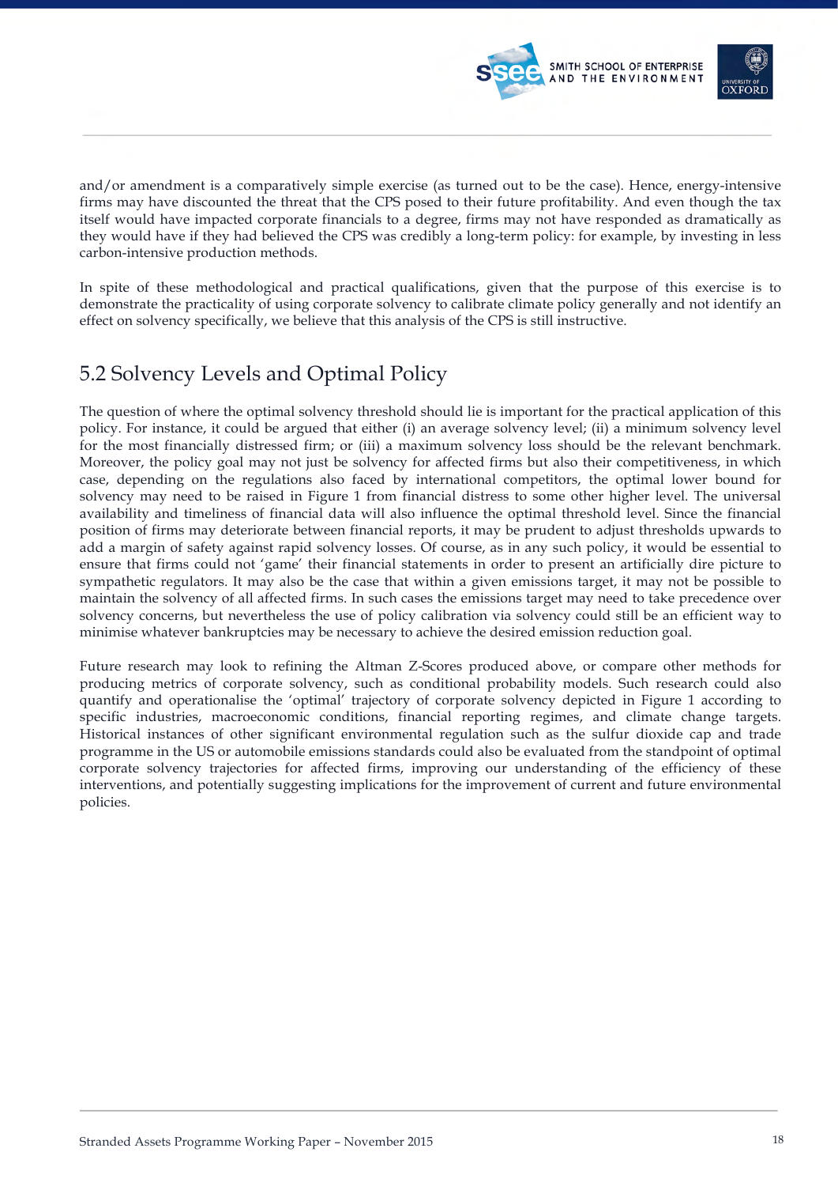and/or amendment is a comparatively simple exercise (as turned out to be the case). Hence, energy-intensive firms may have discounted the threat that the CPS posed to their future profitability. And even though the tax itself would have impacted corporate financials to a degree, firms may not have responded as dramatically as they would have if they had believed the CPS was credibly a long-term policy: for example, by investing in less carbon-intensive production methods.

In spite of these methodological and practical qualifications, given that the purpose of this exercise is to demonstrate the practicality of using corporate solvency to calibrate climate policy generally and not identify an effect on solvency specifically, we believe that this analysis of the CPS is still instructive.

## 5.2 Solvency Levels and Optimal Policy

The question of where the optimal solvency threshold should lie is important for the practical application of this policy. For instance, it could be argued that either (i) an average solvency level; (ii) a minimum solvency level for the most financially distressed firm; or (iii) a maximum solvency loss should be the relevant benchmark. Moreover, the policy goal may not just be solvency for affected firms but also their competitiveness, in which case, depending on the regulations also faced by international competitors, the optimal lower bound for solvency may need to be raised in Figure 1 from financial distress to some other higher level. The universal availability and timeliness of financial data will also influence the optimal threshold level. Since the financial position of firms may deteriorate between financial reports, it may be prudent to adjust thresholds upwards to add a margin of safety against rapid solvency losses. Of course, as in any such policy, it would be essential to ensure that firms could not 'game' their financial statements in order to present an artificially dire picture to sympathetic regulators. It may also be the case that within a given emissions target, it may not be possible to maintain the solvency of all affected firms. In such cases the emissions target may need to take precedence over solvency concerns, but nevertheless the use of policy calibration via solvency could still be an efficient way to minimise whatever bankruptcies may be necessary to achieve the desired emission reduction goal.

Future research may look to refining the Altman Z-Scores produced above, or compare other methods for producing metrics of corporate solvency, such as conditional probability models. Such research could also quantify and operationalise the 'optimal' trajectory of corporate solvency depicted in Figure 1 according to specific industries, macroeconomic conditions, financial reporting regimes, and climate change targets. Historical instances of other significant environmental regulation such as the sulfur dioxide cap and trade programme in the US or automobile emissions standards could also be evaluated from the standpoint of optimal corporate solvency trajectories for affected firms, improving our understanding of the efficiency of these interventions, and potentially suggesting implications for the improvement of current and future environmental policies.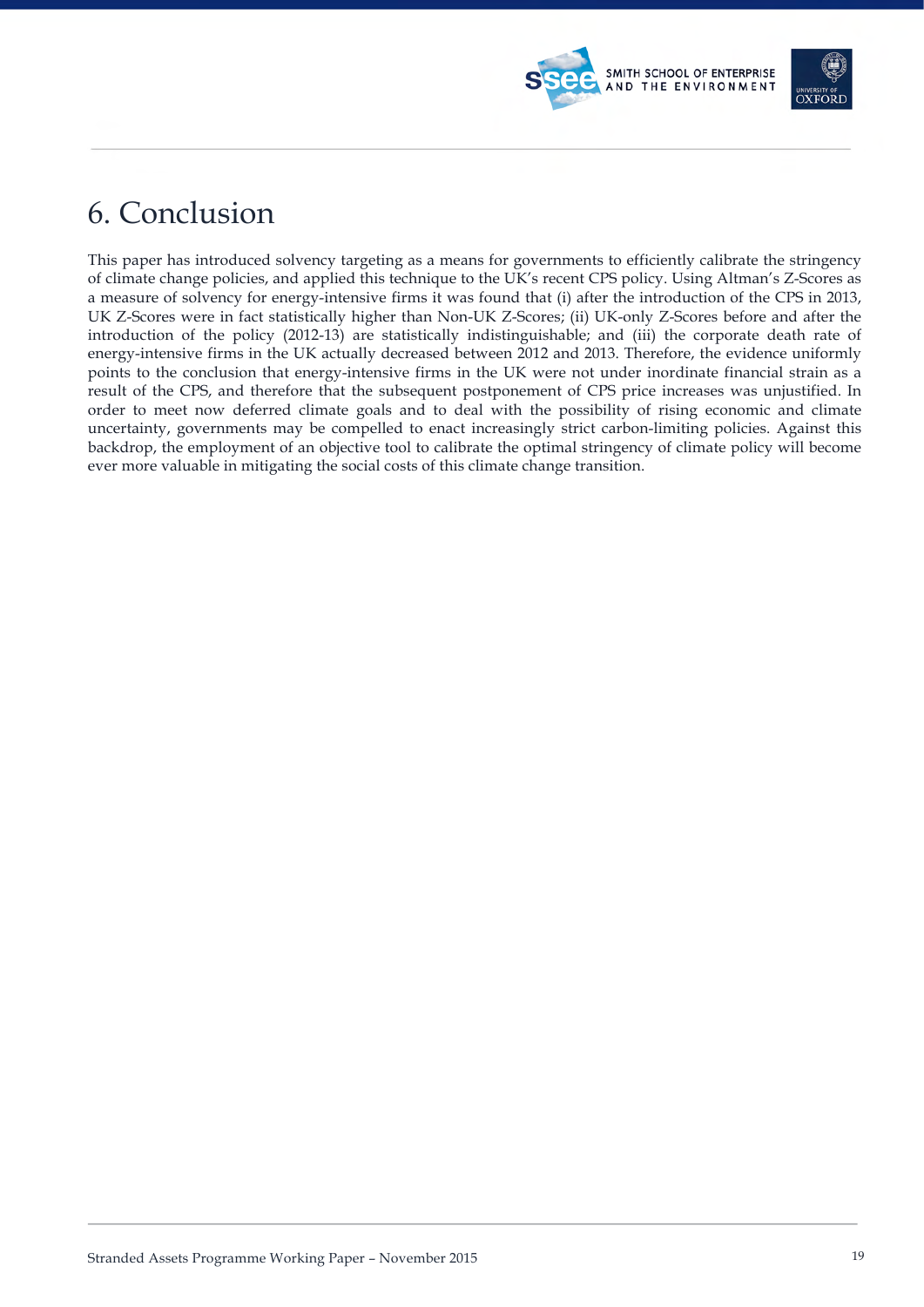# 6. Conclusion

This paper has introduced solvency targeting as a means for governments to efficiently calibrate the stringency of climate change policies, and applied this technique to the UK's recent CPS policy. Using Altman's Z-Scores as a measure of solvency for energy-intensive firms it was found that (i) after the introduction of the CPS in 2013, UK Z-Scores were in fact statistically higher than Non-UK Z-Scores; (ii) UK-only Z-Scores before and after the introduction of the policy (2012-13) are statistically indistinguishable; and (iii) the corporate death rate of energy-intensive firms in the UK actually decreased between 2012 and 2013. Therefore, the evidence uniformly points to the conclusion that energy-intensive firms in the UK were not under inordinate financial strain as a result of the CPS, and therefore that the subsequent postponement of CPS price increases was unjustified. In order to meet now deferred climate goals and to deal with the possibility of rising economic and climate uncertainty, governments may be compelled to enact increasingly strict carbon-limiting policies. Against this backdrop, the employment of an objective tool to calibrate the optimal stringency of climate policy will become ever more valuable in mitigating the social costs of this climate change transition.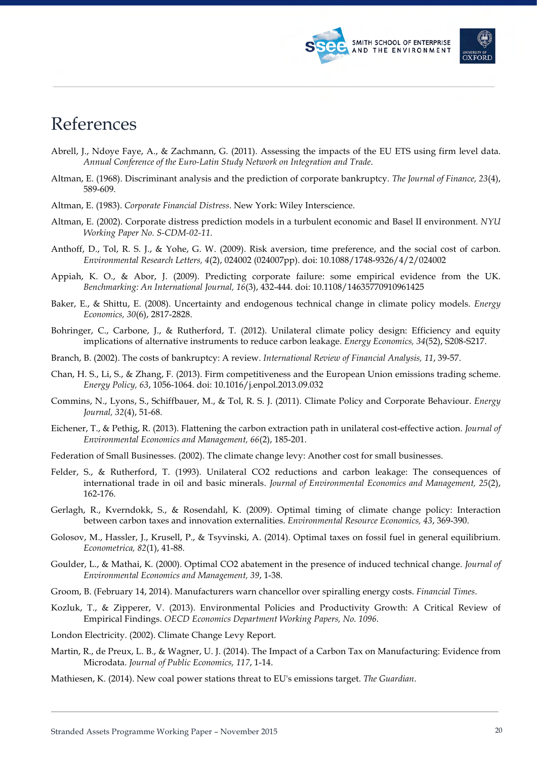# References

Abrell, J., Ndoye Faye, A., & Zachmann, G. (2011). Assessing the impacts of the EU ETS using firm level data. *Annual Conference of the Euro-Latin Study Network on Integration and Trade*.

Altman, E. (1968). Discriminant analysis and the prediction of corporate bankruptcy. *The Journal of Finance, 23*(4), 589-609.

Altman, E. (1983). *Corporate Financial Distress*. New York: Wiley Interscience.

Altman, E. (2002). Corporate distress prediction models in a turbulent economic and Basel II environment. *NYU Working Paper No. S-CDM-02-11*.

Anthoff, D., Tol, R. S. J., & Yohe, G. W. (2009). Risk aversion, time preference, and the social cost of carbon. *Environmental Research Letters, 4*(2), 024002 (024007pp). doi: 10.1088/1748-9326/4/2/024002

Appiah, K. O., & Abor, J. (2009). Predicting corporate failure: some empirical evidence from the UK. *Benchmarking: An International Journal, 16*(3), 432-444. doi: 10.1108/14635770910961425

Baker, E., & Shittu, E. (2008). Uncertainty and endogenous technical change in climate policy models. *Energy Economics, 30*(6), 2817-2828.

Bohringer, C., Carbone, J., & Rutherford, T. (2012). Unilateral climate policy design: Efficiency and equity implications of alternative instruments to reduce carbon leakage. *Energy Economics, 34*(52), S208-S217.

Branch, B. (2002). The costs of bankruptcy: A review. *International Review of Financial Analysis, 11*, 39-57.

Chan, H. S., Li, S., & Zhang, F. (2013). Firm competitiveness and the European Union emissions trading scheme. *Energy Policy, 63*, 1056-1064. doi: 10.1016/j.enpol.2013.09.032

Commins, N., Lyons, S., Schiffbauer, M., & Tol, R. S. J. (2011). Climate Policy and Corporate Behaviour. *Energy Journal, 32*(4), 51-68.

Eichener, T., & Pethig, R. (2013). Flattening the carbon extraction path in unilateral cost-effective action. *Journal of Environmental Economics and Management, 66*(2), 185-201.

Federation of Small Businesses. (2002). The climate change levy: Another cost for small businesses.

Felder, S., & Rutherford, T. (1993). Unilateral CO2 reductions and carbon leakage: The consequences of international trade in oil and basic minerals. *Journal of Environmental Economics and Management, 25*(2), 162-176.

Gerlagh, R., Kverndokk, S., & Rosendahl, K. (2009). Optimal timing of climate change policy: Interaction between carbon taxes and innovation externalities. *Environmental Resource Economics, 43*, 369-390.

Golosov, M., Hassler, J., Krusell, P., & Tsyvinski, A. (2014). Optimal taxes on fossil fuel in general equilibrium. *Econometrica, 82*(1), 41-88.

Goulder, L., & Mathai, K. (2000). Optimal CO2 abatement in the presence of induced technical change. *Journal of Environmental Economics and Management, 39*, 1-38.

Groom, B. (February 14, 2014). Manufacturers warn chancellor over spiralling energy costs. *Financial Times*.

Kozluk, T., & Zipperer, V. (2013). Environmental Policies and Productivity Growth: A Critical Review of Empirical Findings. *OECD Economics Department Working Papers, No. 1096*.

London Electricity. (2002). Climate Change Levy Report.

Martin, R., de Preux, L. B., & Wagner, U. J. (2014). The Impact of a Carbon Tax on Manufacturing: Evidence from Microdata. *Journal of Public Economics, 117*, 1-14.

Mathiesen, K. (2014). New coal power stations threat to EU's emissions target. *The Guardian*.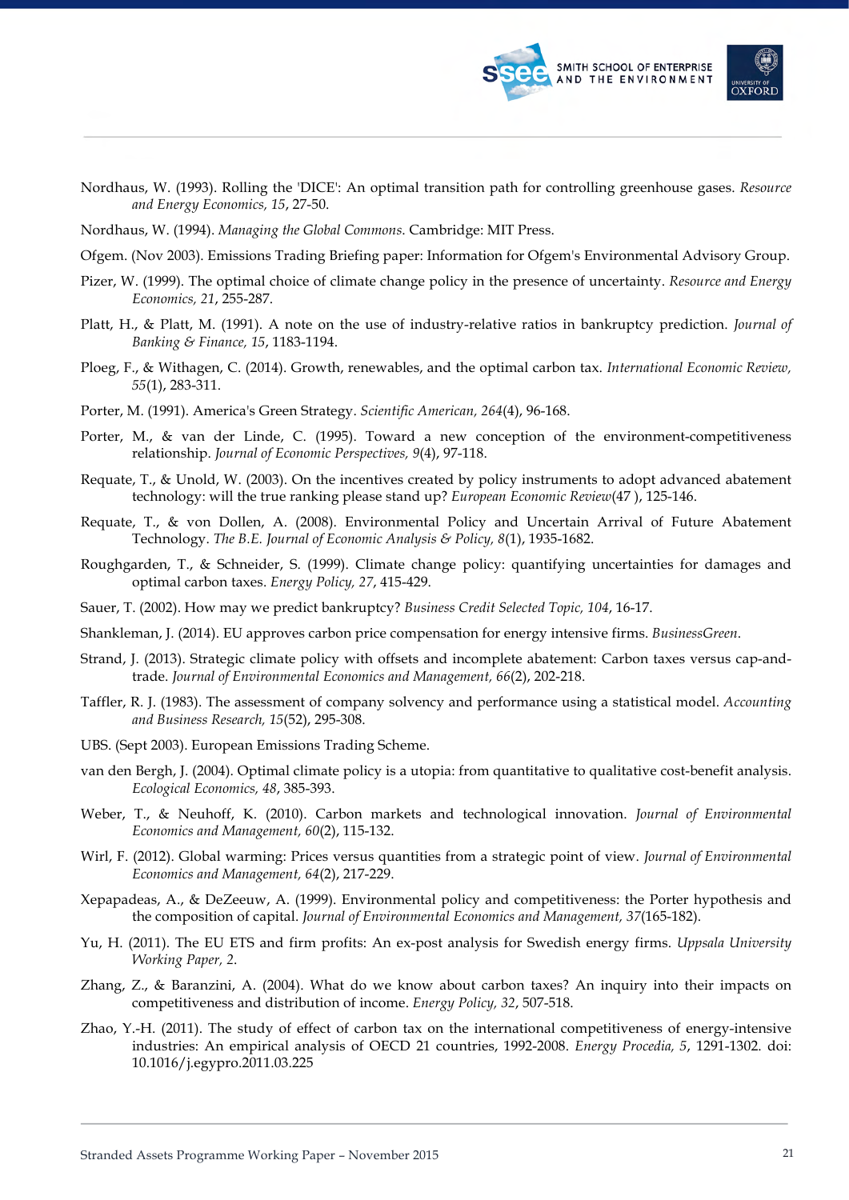Nordhaus, W. (1993). Rolling the 'DICE': An optimal transition path for controlling greenhouse gases. *Resource and Energy Economics, 15*, 27-50.

Nordhaus, W. (1994). *Managing the Global Commons*. Cambridge: MIT Press.

Ofgem. (Nov 2003). Emissions Trading Briefing paper: Information for Ofgem's Environmental Advisory Group.

Pizer, W. (1999). The optimal choice of climate change policy in the presence of uncertainty. *Resource and Energy Economics, 21*, 255-287.

Platt, H., & Platt, M. (1991). A note on the use of industry-relative ratios in bankruptcy prediction. *Journal of Banking & Finance, 15*, 1183-1194.

Ploeg, F., & Withagen, C. (2014). Growth, renewables, and the optimal carbon tax. *International Economic Review, 55*(1), 283-311.

Porter, M. (1991). America's Green Strategy. *Scientific American, 264*(4), 96-168.

Porter, M., & van der Linde, C. (1995). Toward a new conception of the environment-competitiveness relationship. *Journal of Economic Perspectives, 9*(4), 97-118.

Requate, T., & Unold, W. (2003). On the incentives created by policy instruments to adopt advanced abatement technology: will the true ranking please stand up? *European Economic Review*(47 ), 125-146.

Requate, T., & von Dollen, A. (2008). Environmental Policy and Uncertain Arrival of Future Abatement Technology. *The B.E. Journal of Economic Analysis & Policy, 8*(1), 1935-1682.

Roughgarden, T., & Schneider, S. (1999). Climate change policy: quantifying uncertainties for damages and optimal carbon taxes. *Energy Policy, 27*, 415-429.

Sauer, T. (2002). How may we predict bankruptcy? *Business Credit Selected Topic, 104*, 16-17.

Shankleman, J. (2014). EU approves carbon price compensation for energy intensive firms. *BusinessGreen*.

Strand, J. (2013). Strategic climate policy with offsets and incomplete abatement: Carbon taxes versus cap-and-trade. *Journal of Environmental Economics and Management, 66*(2), 202-218.

Taffler, R. J. (1983). The assessment of company solvency and performance using a statistical model. *Accounting and Business Research, 15*(52), 295-308.

UBS. (Sept 2003). European Emissions Trading Scheme.

van den Bergh, J. (2004). Optimal climate policy is a utopia: from quantitative to qualitative cost-benefit analysis. *Ecological Economics, 48*, 385-393.

Weber, T., & Neuhoff, K. (2010). Carbon markets and technological innovation. *Journal of Environmental Economics and Management, 60*(2), 115-132.

Wirl, F. (2012). Global warming: Prices versus quantities from a strategic point of view. *Journal of Environmental Economics and Management, 64*(2), 217-229.

Xepapadeas, A., & DeZeeuw, A. (1999). Environmental policy and competitiveness: the Porter hypothesis and the composition of capital. *Journal of Environmental Economics and Management, 37*(165-182).

Yu, H. (2011). The EU ETS and firm profits: An ex-post analysis for Swedish energy firms. *Uppsala University Working Paper, 2*.

Zhang, Z., & Baranzini, A. (2004). What do we know about carbon taxes? An inquiry into their impacts on competitiveness and distribution of income. *Energy Policy, 32*, 507-518.

Zhao, Y.-H. (2011). The study of effect of carbon tax on the international competitiveness of energy-intensive industries: An empirical analysis of OECD 21 countries, 1992-2008. *Energy Procedia, 5*, 1291-1302. doi: 10.1016/j.egypro.2011.03.225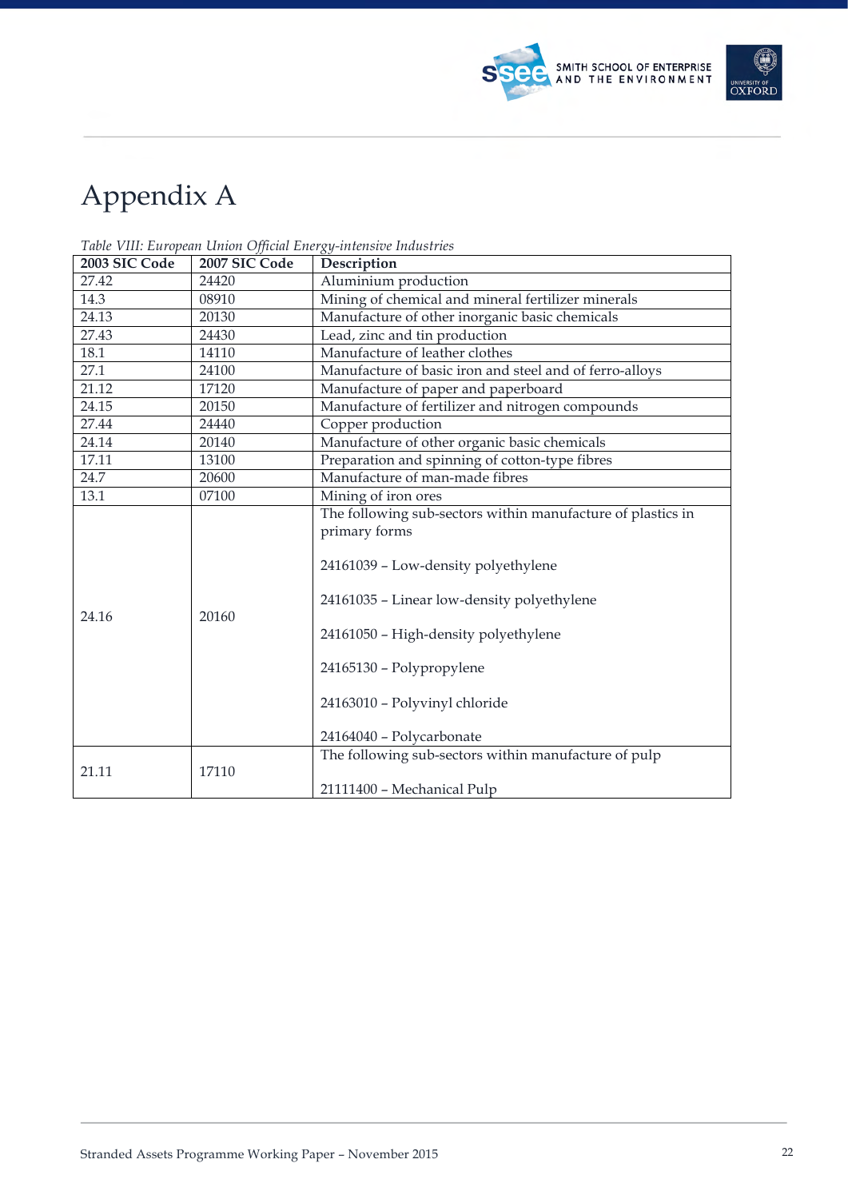# Appendix A

*Table VIII: European Union Official Energy-intensive Industries*

| 2003 SIC Code | 2007 SIC Code | Description |
|---|---|---|
| 27.42 | 24420 | Aluminium production |
| 14.3 | 08910 | Mining of chemical and mineral fertilizer minerals |
| 24.13 | 20130 | Manufacture of other inorganic basic chemicals |
| 27.43 | 24430 | Lead, zinc and tin production |
| 18.1 | 14110 | Manufacture of leather clothes |
| 27.1 | 24100 | Manufacture of basic iron and steel and of ferro-alloys |
| 21.12 | 17120 | Manufacture of paper and paperboard |
| 24.15 | 20150 | Manufacture of fertilizer and nitrogen compounds |
| 27.44 | 24440 | Copper production |
| 24.14 | 20140 | Manufacture of other organic basic chemicals |
| 17.11 | 13100 | Preparation and spinning of cotton-type fibres |
| 24.7 | 20600 | Manufacture of man-made fibres |
| 13.1 | 07100 | Mining of iron ores |
| 24.16 | 20160 | The following sub-sectors within manufacture of plastics in primary forms<br><br>24161039 – Low-density polyethylene<br><br>24161035 – Linear low-density polyethylene<br><br>24161050 – High-density polyethylene<br><br>24165130 – Polypropylene<br><br>24163010 – Polyvinyl chloride<br><br>24164040 – Polycarbonate |
| 21.11 | 17110 | The following sub-sectors within manufacture of pulp<br><br>21111400 – Mechanical Pulp |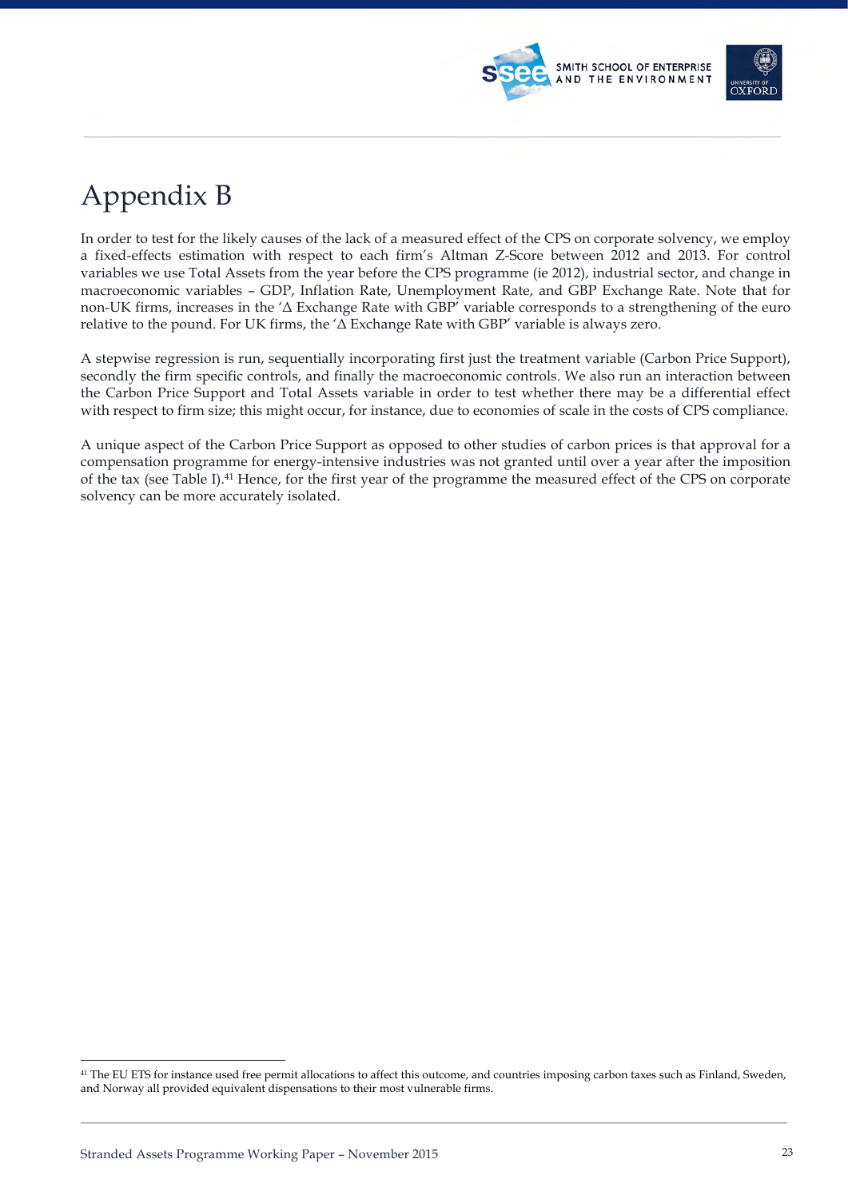# Appendix B

In order to test for the likely causes of the lack of a measured effect of the CPS on corporate solvency, we employ a fixed-effects estimation with respect to each firm's Altman Z-Score between 2012 and 2013. For control variables we use Total Assets from the year before the CPS programme (ie 2012), industrial sector, and change in macroeconomic variables – GDP, Inflation Rate, Unemployment Rate, and GBP Exchange Rate. Note that for non-UK firms, increases in the 'Δ Exchange Rate with GBP' variable corresponds to a strengthening of the euro relative to the pound. For UK firms, the 'Δ Exchange Rate with GBP' variable is always zero.

A stepwise regression is run, sequentially incorporating first just the treatment variable (Carbon Price Support), secondly the firm specific controls, and finally the macroeconomic controls. We also run an interaction between the Carbon Price Support and Total Assets variable in order to test whether there may be a differential effect with respect to firm size; this might occur, for instance, due to economies of scale in the costs of CPS compliance.

A unique aspect of the Carbon Price Support as opposed to other studies of carbon prices is that approval for a compensation programme for energy-intensive industries was not granted until over a year after the imposition of the tax (see Table I).[41] Hence, for the first year of the programme the measured effect of the CPS on corporate solvency can be more accurately isolated.

[41] The EU ETS for instance used free permit allocations to affect this outcome, and countries imposing carbon taxes such as Finland, Sweden, and Norway all provided equivalent dispensations to their most vulnerable firms.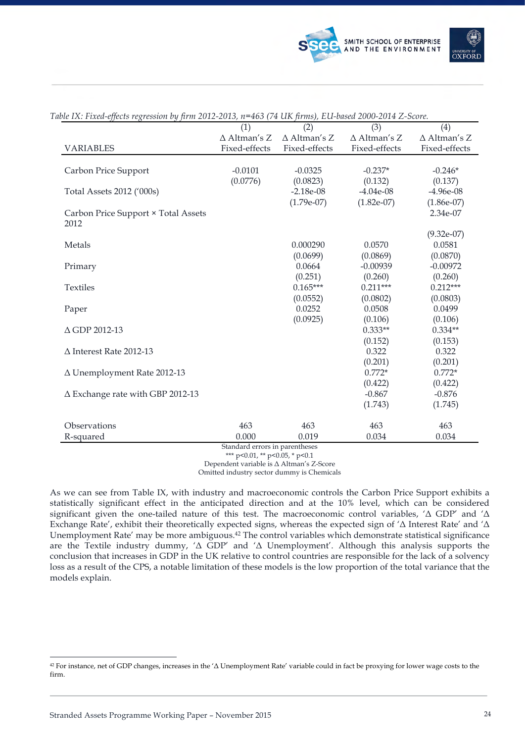*Table IX: Fixed-effects regression by firm 2012-2013, n=463 (74 UK firms), EU-based 2000-2014 Z-Score.*

| VARIABLES | (1)<br>Δ Altman's Z<br>Fixed-effects | (2)<br>Δ Altman's Z<br>Fixed-effects | (3)<br>Δ Altman's Z<br>Fixed-effects | (4)<br>Δ Altman's Z<br>Fixed-effects |
|---|---|---|---|---|
| Carbon Price Support | -0.0101 | -0.0325 | -0.237* | -0.246* |
| | (0.0776) | (0.0823) | (0.132) | (0.137) |
| Total Assets 2012 ('000s) | | -2.18e-08 | -4.04e-08 | -4.96e-08 |
| | | (1.79e-07) | (1.82e-07) | (1.86e-07) |
| Carbon Price Support × Total Assets 2012 | | | | 2.34e-07 |
| | | | | (9.32e-07) |
| Metals | | 0.000290 | 0.0570 | 0.0581 |
| | | (0.0699) | (0.0869) | (0.0870) |
| Primary | | 0.0664 | -0.00939 | -0.00972 |
| | | (0.251) | (0.260) | (0.260) |
| Textiles | | 0.165*** | 0.211*** | 0.212*** |
| | | (0.0552) | (0.0802) | (0.0803) |
| Paper | | 0.0252 | 0.0508 | 0.0499 |
| | | (0.0925) | (0.106) | (0.106) |
| Δ GDP 2012-13 | | | 0.333** | 0.334** |
| | | | (0.152) | (0.153) |
| Δ Interest Rate 2012-13 | | | 0.322 | 0.322 |
| | | | (0.201) | (0.201) |
| Δ Unemployment Rate 2012-13 | | | 0.772* | 0.772* |
| | | | (0.422) | (0.422) |
| Δ Exchange rate with GBP 2012-13 | | | -0.867 | -0.876 |
| | | | (1.743) | (1.745) |
| Observations | 463 | 463 | 463 | 463 |
| R-squared | 0.000 | 0.019 | 0.034 | 0.034 |

Standard errors in parentheses
*** p<0.01, ** p<0.05, * p<0.1
Dependent variable is Δ Altman's Z-Score
Omitted industry sector dummy is Chemicals

As we can see from Table IX, with industry and macroeconomic controls the Carbon Price Support exhibits a statistically significant effect in the anticipated direction and at the 10% level, which can be considered significant given the one-tailed nature of this test. The macroeconomic control variables, 'Δ GDP' and 'Δ Exchange Rate', exhibit their theoretically expected signs, whereas the expected sign of 'Δ Interest Rate' and 'Δ Unemployment Rate' may be more ambiguous.[42] The control variables which demonstrate statistical significance are the Textile industry dummy, 'Δ GDP' and 'Δ Unemployment'. Although this analysis supports the conclusion that increases in GDP in the UK relative to control countries are responsible for the lack of a solvency loss as a result of the CPS, a notable limitation of these models is the low proportion of the total variance that the models explain.

[42] For instance, net of GDP changes, increases in the 'Δ Unemployment Rate' variable could in fact be proxying for lower wage costs to the firm.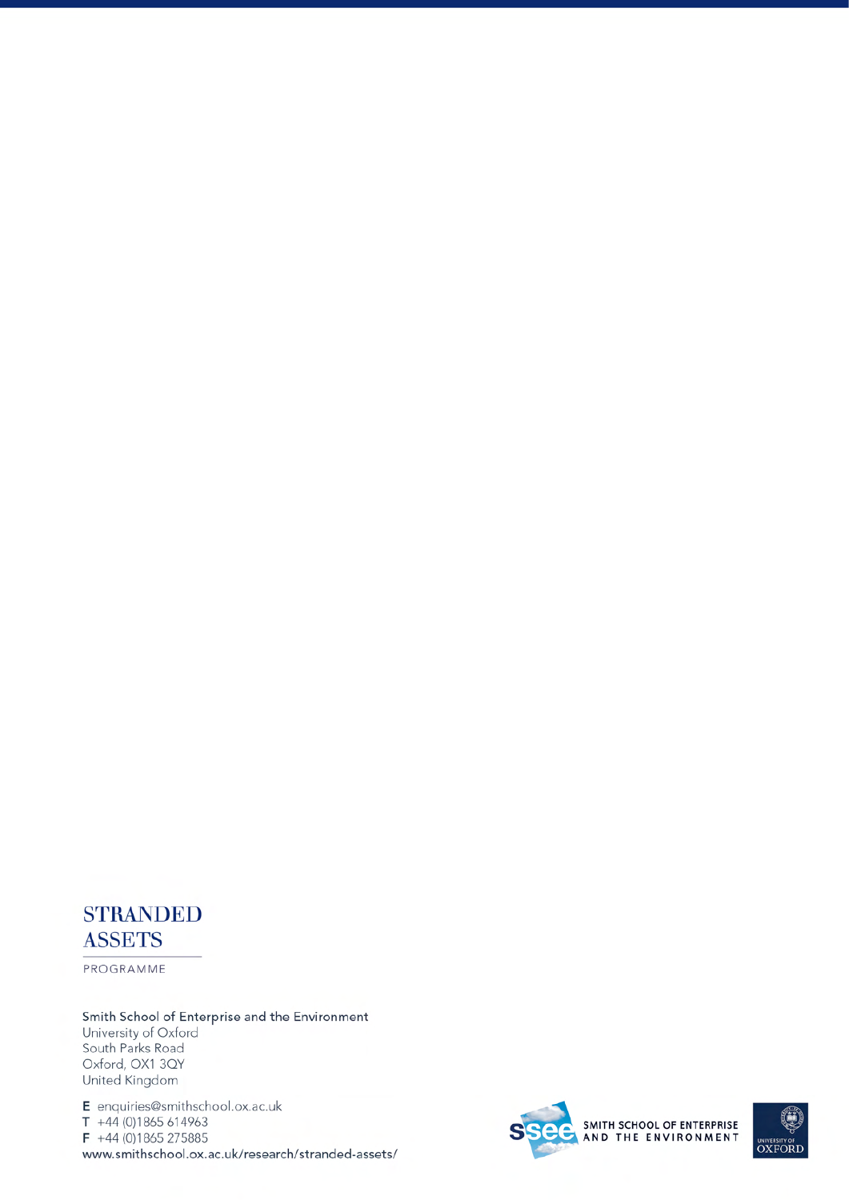STRANDED
ASSETS

PROGRAMME

Smith School of Enterprise and the Environment
University of Oxford
South Parks Road
Oxford, OX1 3QY
United Kingdom

**E** enquiries@smithschool.ox.ac.uk
**T** +44 (0)1865 614963
**F** +44 (0)1865 275885
www.smithschool.ox.ac.uk/research/stranded-assets/

SMITH SCHOOL OF ENTERPRISE AND THE ENVIRONMENT

UNIVERSITY OF OXFORD